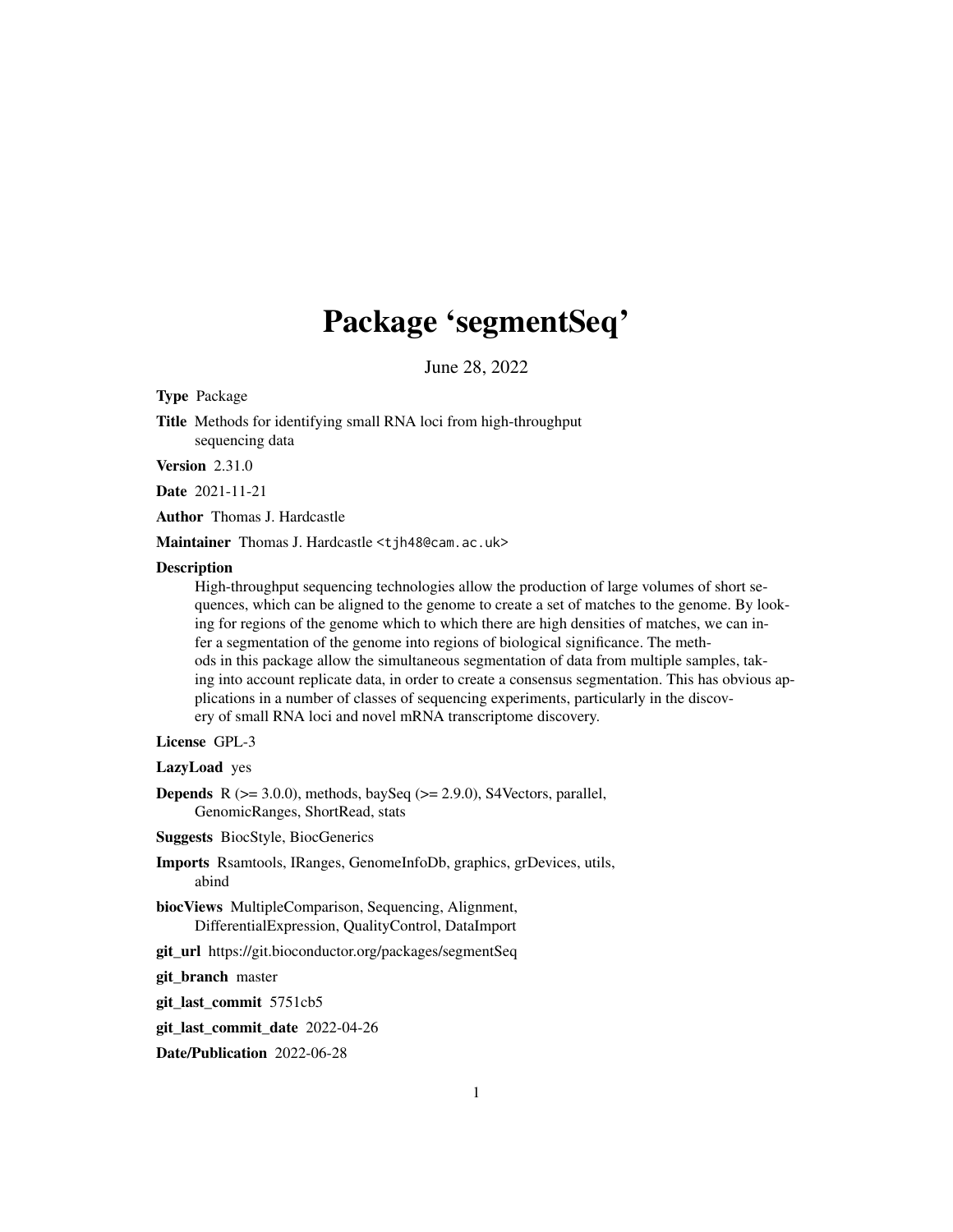# Package 'segmentSeq'

June 28, 2022

**Type** Package

**Title** Methods for identifying small RNA loci from high-throughput sequencing data

**Version** 2.31.0

**Date** 2021-11-21

**Author** Thomas J. Hardcastle

**Maintainer** Thomas J. Hardcastle <tjh48@cam.ac.uk>

**Description**
High-throughput sequencing technologies allow the production of large volumes of short sequences, which can be aligned to the genome to create a set of matches to the genome. By looking for regions of the genome which to which there are high densities of matches, we can infer a segmentation of the genome into regions of biological significance. The methods in this package allow the simultaneous segmentation of data from multiple samples, taking into account replicate data, in order to create a consensus segmentation. This has obvious applications in a number of classes of sequencing experiments, particularly in the discovery of small RNA loci and novel mRNA transcriptome discovery.

**License** GPL-3

**LazyLoad** yes

**Depends** R (>= 3.0.0), methods, baySeq (>= 2.9.0), S4Vectors, parallel, GenomicRanges, ShortRead, stats

**Suggests** BiocStyle, BiocGenerics

**Imports** Rsamtools, IRanges, GenomeInfoDb, graphics, grDevices, utils, abind

**biocViews** MultipleComparison, Sequencing, Alignment, DifferentialExpression, QualityControl, DataImport

**git_url** https://git.bioconductor.org/packages/segmentSeq

**git_branch** master

**git_last_commit** 5751cb5

**git_last_commit_date** 2022-04-26

**Date/Publication** 2022-06-28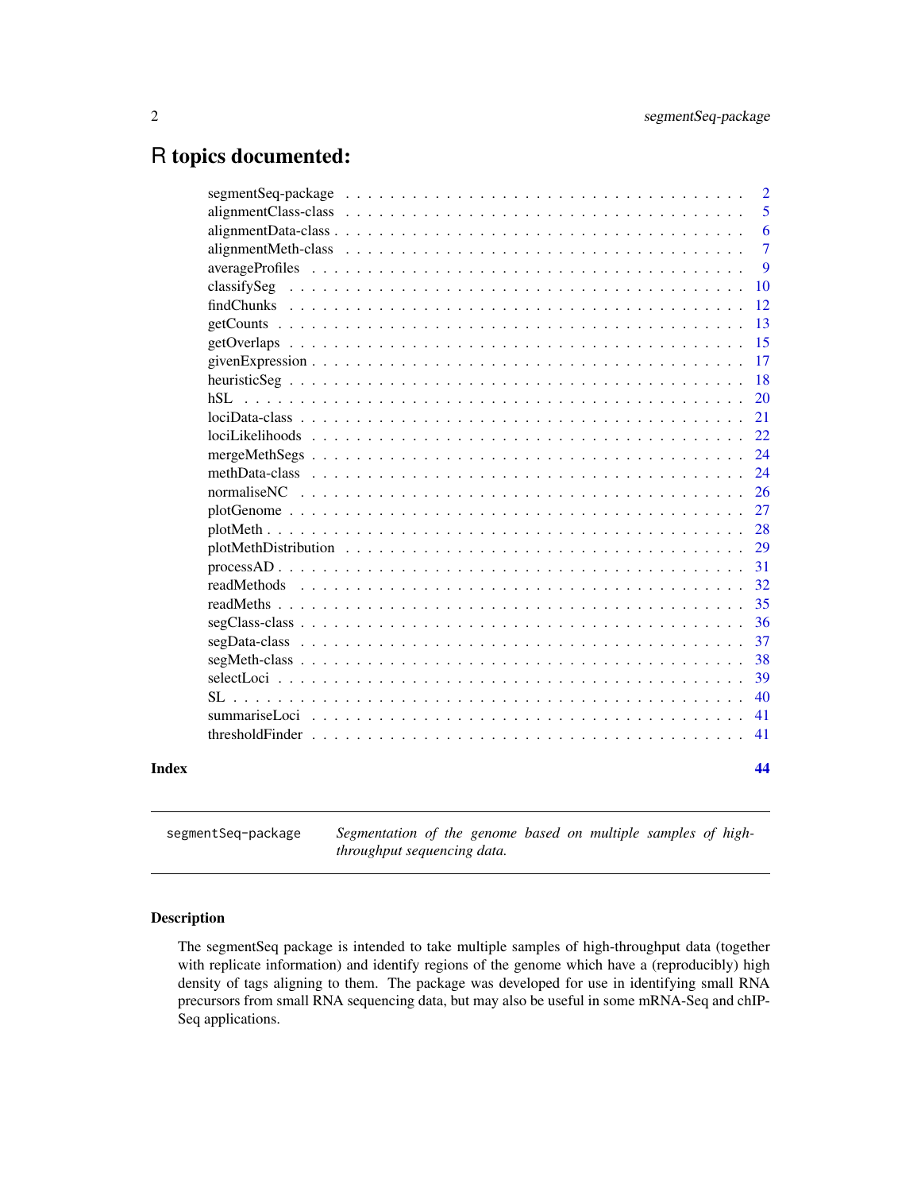# R topics documented:

| | |
|---|---|
| segmentSeq-package | 2 |
| alignmentClass-class | 5 |
| alignmentData-class | 6 |
| alignmentMeth-class | 7 |
| averageProfiles | 9 |
| classifySeg | 10 |
| findChunks | 12 |
| getCounts | 13 |
| getOverlaps | 15 |
| givenExpression | 17 |
| heuristicSeg | 18 |
| hSL | 20 |
| lociData-class | 21 |
| lociLikelihoods | 22 |
| mergeMethSegs | 24 |
| methData-class | 24 |
| normaliseNC | 26 |
| plotGenome | 27 |
| plotMeth | 28 |
| plotMethDistribution | 29 |
| processAD | 31 |
| readMethods | 32 |
| readMeths | 35 |
| segClass-class | 36 |
| segData-class | 37 |
| segMeth-class | 38 |
| selectLoci | 39 |
| SL | 40 |
| summariseLoci | 41 |
| thresholdFinder | 41 |
| **Index** | **44** |

---

`segmentSeq-package` *Segmentation of the genome based on multiple samples of high-throughput sequencing data.*

---

### Description

The segmentSeq package is intended to take multiple samples of high-throughput data (together with replicate information) and identify regions of the genome which have a (reproducibly) high density of tags aligning to them. The package was developed for use in identifying small RNA precursors from small RNA sequencing data, but may also be useful in some mRNA-Seq and chIP-Seq applications.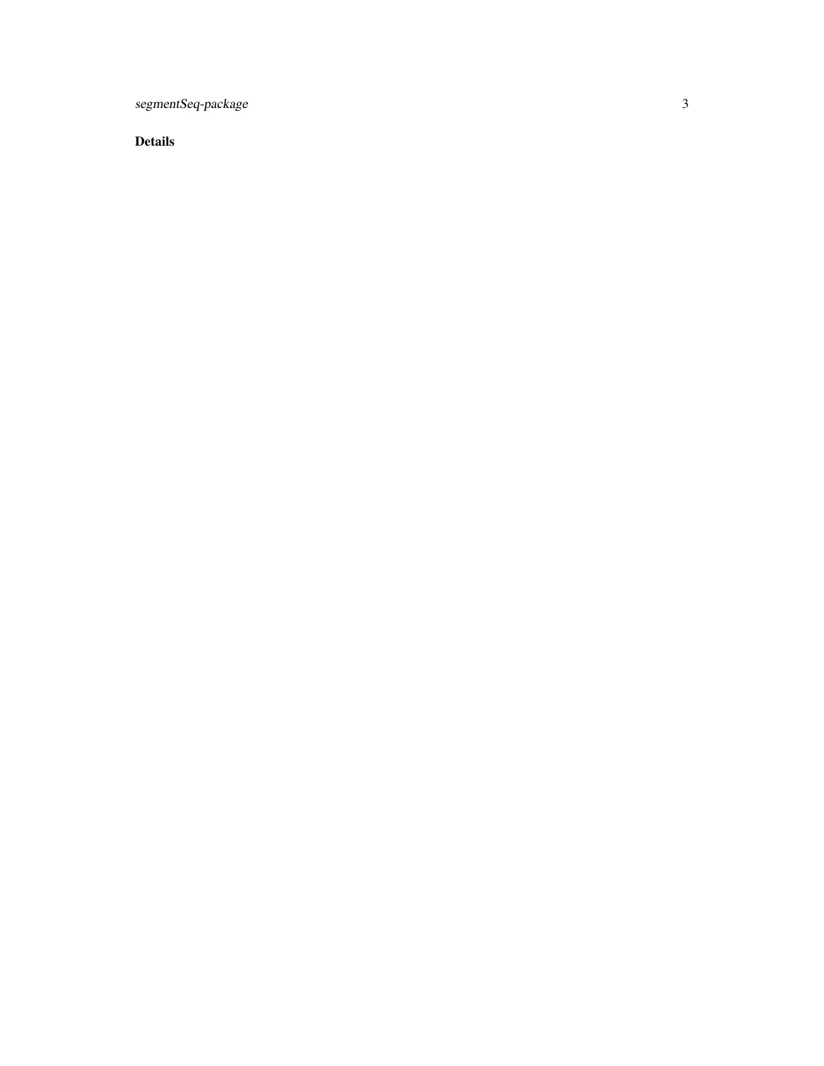## Details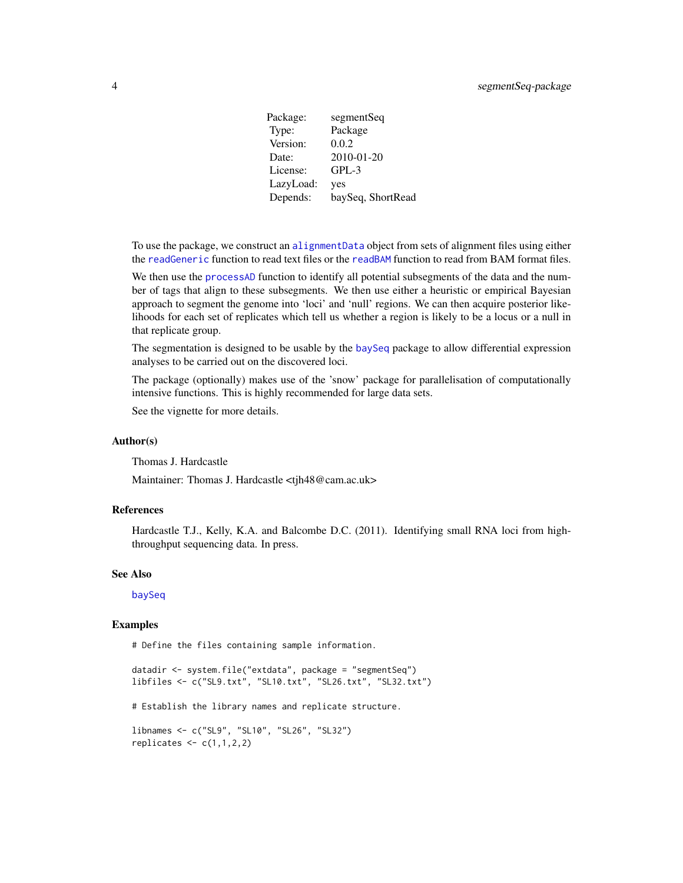| | |
|---|---|
| Package: | segmentSeq |
| Type: | Package |
| Version: | 0.0.2 |
| Date: | 2010-01-20 |
| License: | GPL-3 |
| LazyLoad: | yes |
| Depends: | baySeq, ShortRead |

To use the package, we construct an `alignmentData` object from sets of alignment files using either the `readGeneric` function to read text files or the `readBAM` function to read from BAM format files.

We then use the `processAD` function to identify all potential subsegments of the data and the number of tags that align to these subsegments. We then use either a heuristic or empirical Bayesian approach to segment the genome into 'loci' and 'null' regions. We can then acquire posterior likelihoods for each set of replicates which tell us whether a region is likely to be a locus or a null in that replicate group.

The segmentation is designed to be usable by the `baySeq` package to allow differential expression analyses to be carried out on the discovered loci.

The package (optionally) makes use of the 'snow' package for parallelisation of computationally intensive functions. This is highly recommended for large data sets.

See the vignette for more details.

## Author(s)

Thomas J. Hardcastle

Maintainer: Thomas J. Hardcastle <tjh48@cam.ac.uk>

## References

Hardcastle T.J., Kelly, K.A. and Balcombe D.C. (2011). Identifying small RNA loci from high-throughput sequencing data. In press.

## See Also

`baySeq`

## Examples

```
# Define the files containing sample information.

datadir <- system.file("extdata", package = "segmentSeq")
libfiles <- c("SL9.txt", "SL10.txt", "SL26.txt", "SL32.txt")

# Establish the library names and replicate structure.

libnames <- c("SL9", "SL10", "SL26", "SL32")
replicates <- c(1,1,2,2)
```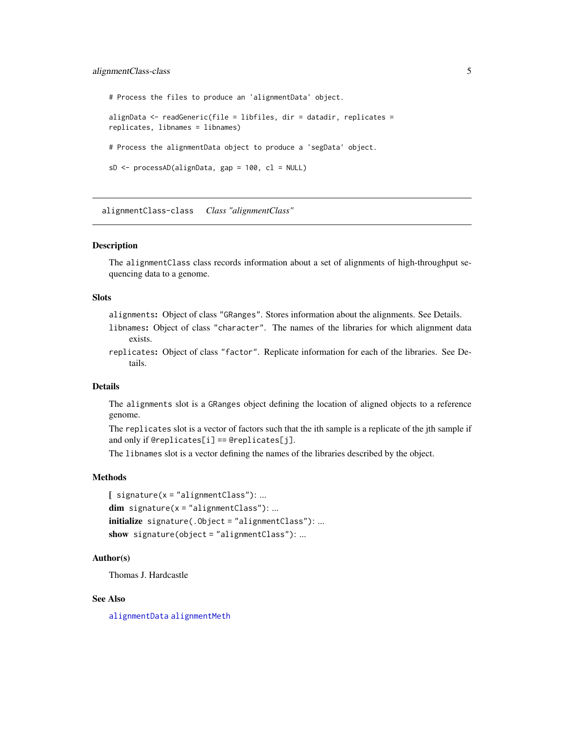```
# Process the files to produce an 'alignmentData' object.

alignData <- readGeneric(file = libfiles, dir = datadir, replicates =
replicates, libnames = libnames)

# Process the alignmentData object to produce a 'segData' object.

sD <- processAD(alignData, gap = 100, cl = NULL)
```

---

## alignmentClass-class    *Class "alignmentClass"*

---

### Description

The `alignmentClass` class records information about a set of alignments of high-throughput sequencing data to a genome.

### Slots

- `alignments`: Object of class `"GRanges"`. Stores information about the alignments. See Details.
- `libnames`: Object of class `"character"`. The names of the libraries for which alignment data exists.
- `replicates`: Object of class `"factor"`. Replicate information for each of the libraries. See Details.

### Details

The `alignments` slot is a `GRanges` object defining the location of aligned objects to a reference genome.

The `replicates` slot is a vector of factors such that the ith sample is a replicate of the jth sample if and only if `@replicates[i] == @replicates[j]`.

The `libnames` slot is a vector defining the names of the libraries described by the object.

### Methods

**[** `signature(x = "alignmentClass")`: ...

**dim** `signature(x = "alignmentClass")`: ...

**initialize** `signature(.Object = "alignmentClass")`: ...

**show** `signature(object = "alignmentClass")`: ...

### Author(s)

Thomas J. Hardcastle

### See Also

`alignmentData` `alignmentMeth`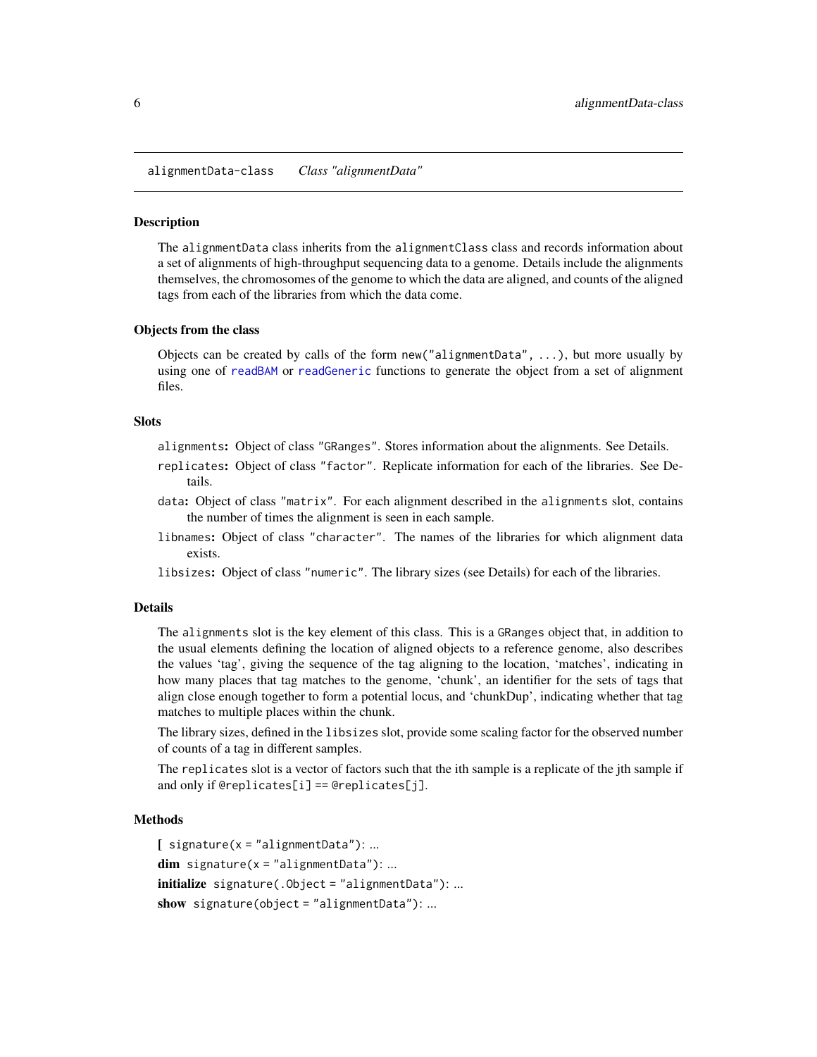# alignmentData-class — *Class "alignmentData"*

### Description

The `alignmentData` class inherits from the `alignmentClass` class and records information about a set of alignments of high-throughput sequencing data to a genome. Details include the alignments themselves, the chromosomes of the genome to which the data are aligned, and counts of the aligned tags from each of the libraries from which the data come.

### Objects from the class

Objects can be created by calls of the form `new("alignmentData", ...)`, but more usually by using one of `readBAM` or `readGeneric` functions to generate the object from a set of alignment files.

### Slots

- `alignments`: Object of class `"GRanges"`. Stores information about the alignments. See Details.
- `replicates`: Object of class `"factor"`. Replicate information for each of the libraries. See Details.
- `data`: Object of class `"matrix"`. For each alignment described in the `alignments` slot, contains the number of times the alignment is seen in each sample.
- `libnames`: Object of class `"character"`. The names of the libraries for which alignment data exists.
- `libsizes`: Object of class `"numeric"`. The library sizes (see Details) for each of the libraries.

### Details

The `alignments` slot is the key element of this class. This is a `GRanges` object that, in addition to the usual elements defining the location of aligned objects to a reference genome, also describes the values 'tag', giving the sequence of the tag aligning to the location, 'matches', indicating in how many places that tag matches to the genome, 'chunk', an identifier for the sets of tags that align close enough together to form a potential locus, and 'chunkDup', indicating whether that tag matches to multiple places within the chunk.

The library sizes, defined in the `libsizes` slot, provide some scaling factor for the observed number of counts of a tag in different samples.

The `replicates` slot is a vector of factors such that the ith sample is a replicate of the jth sample if and only if `@replicates[i] == @replicates[j]`.

### Methods

**[** `signature(x = "alignmentData")`: ...

**dim** `signature(x = "alignmentData")`: ...

**initialize** `signature(.Object = "alignmentData")`: ...

**show** `signature(object = "alignmentData")`: ...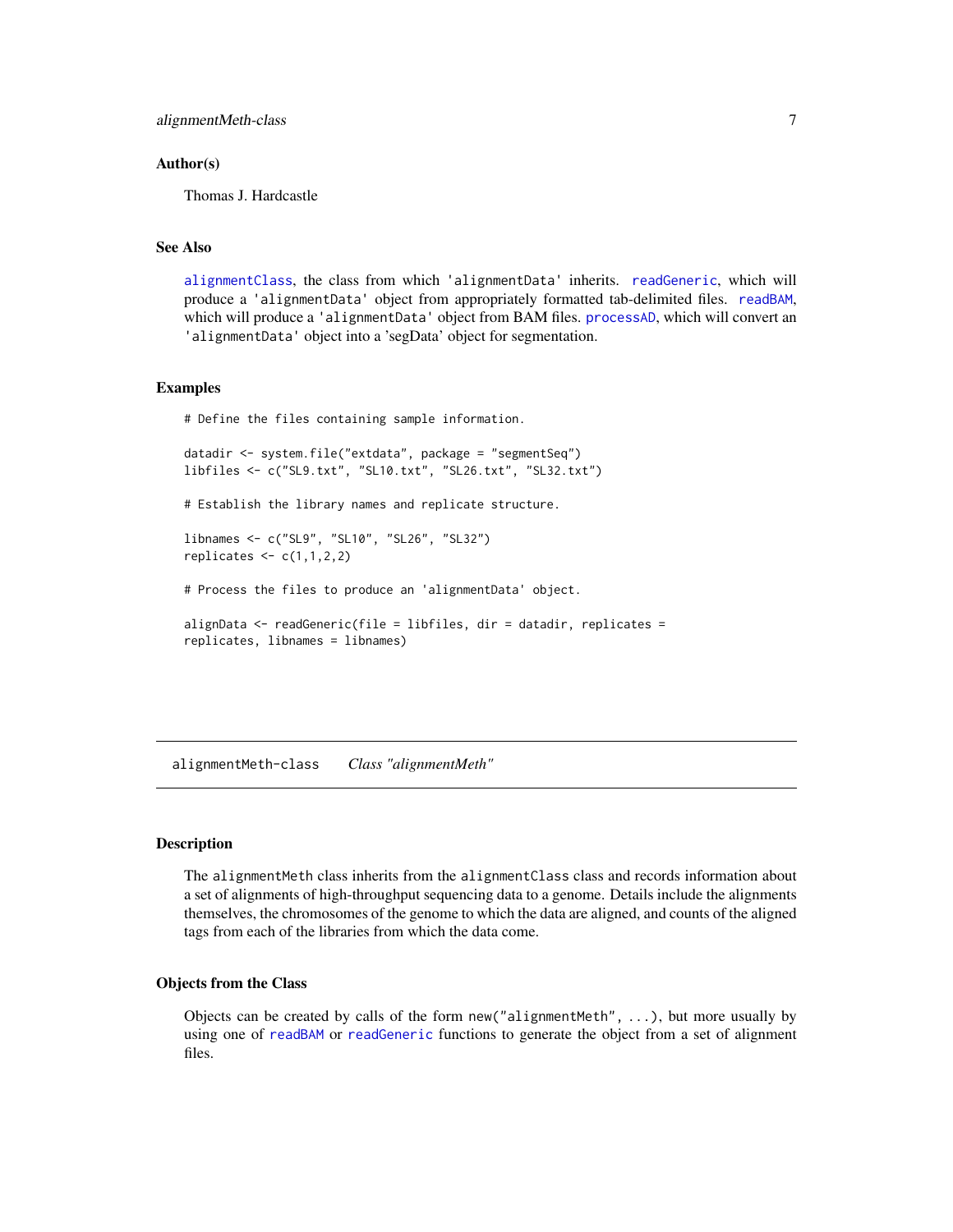### Author(s)

Thomas J. Hardcastle

### See Also

`alignmentClass`, the class from which 'alignmentData' inherits. `readGeneric`, which will produce a 'alignmentData' object from appropriately formatted tab-delimited files. `readBAM`, which will produce a 'alignmentData' object from BAM files. `processAD`, which will convert an 'alignmentData' object into a 'segData' object for segmentation.

### Examples

```
# Define the files containing sample information.

datadir <- system.file("extdata", package = "segmentSeq")
libfiles <- c("SL9.txt", "SL10.txt", "SL26.txt", "SL32.txt")

# Establish the library names and replicate structure.

libnames <- c("SL9", "SL10", "SL26", "SL32")
replicates <- c(1,1,2,2)

# Process the files to produce an 'alignmentData' object.

alignData <- readGeneric(file = libfiles, dir = datadir, replicates =
replicates, libnames = libnames)
```

---

## alignmentMeth-class    *Class "alignmentMeth"*

---

### Description

The `alignmentMeth` class inherits from the `alignmentClass` class and records information about a set of alignments of high-throughput sequencing data to a genome. Details include the alignments themselves, the chromosomes of the genome to which the data are aligned, and counts of the aligned tags from each of the libraries from which the data come.

### Objects from the Class

Objects can be created by calls of the form `new("alignmentMeth", ...)`, but more usually by using one of `readBAM` or `readGeneric` functions to generate the object from a set of alignment files.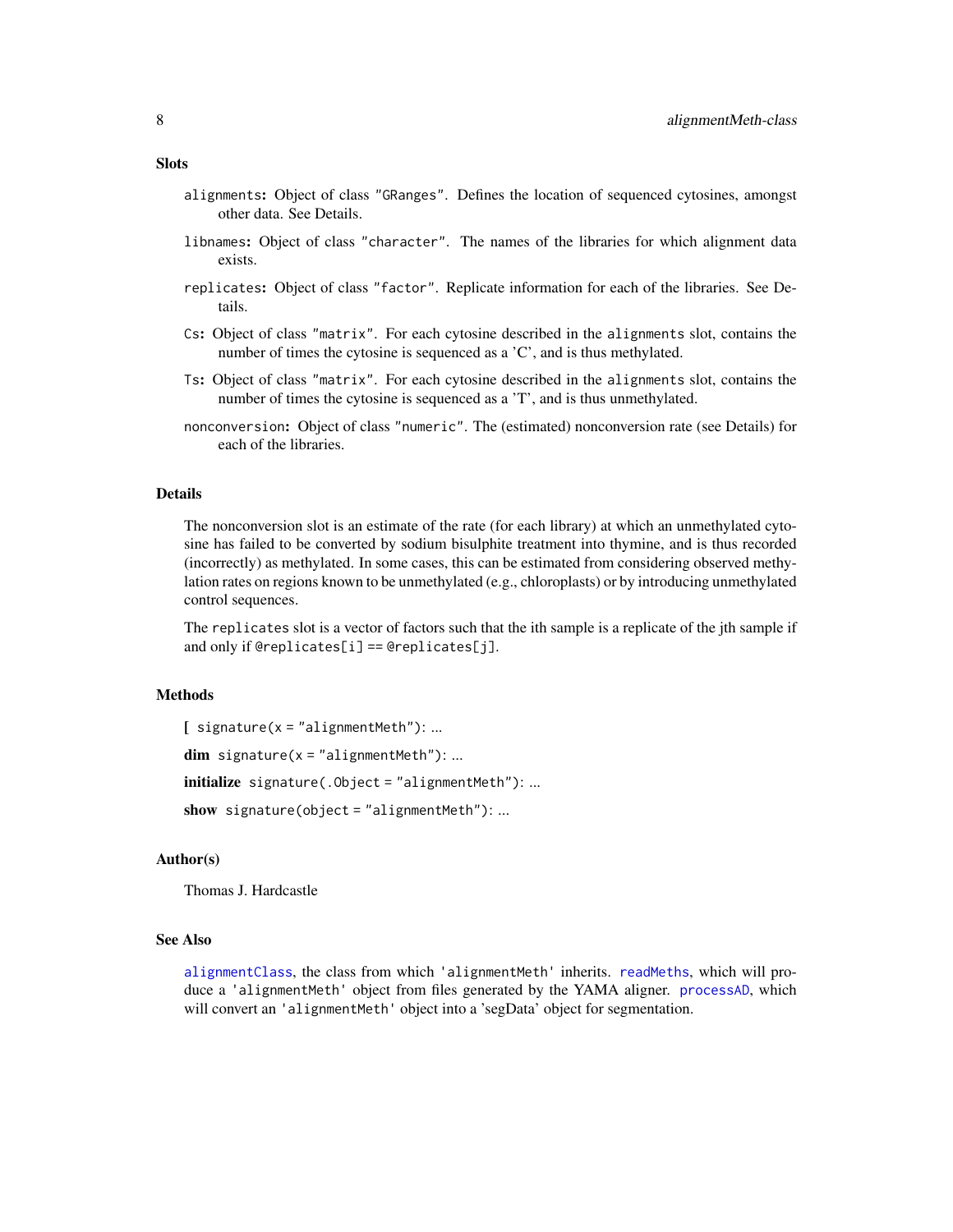## Slots

- `alignments`: Object of class `"GRanges"`. Defines the location of sequenced cytosines, amongst other data. See Details.
- `libnames`: Object of class `"character"`. The names of the libraries for which alignment data exists.
- `replicates`: Object of class `"factor"`. Replicate information for each of the libraries. See Details.
- `Cs`: Object of class `"matrix"`. For each cytosine described in the `alignments` slot, contains the number of times the cytosine is sequenced as a 'C', and is thus methylated.
- `Ts`: Object of class `"matrix"`. For each cytosine described in the `alignments` slot, contains the number of times the cytosine is sequenced as a 'T', and is thus unmethylated.
- `nonconversion`: Object of class `"numeric"`. The (estimated) nonconversion rate (see Details) for each of the libraries.

## Details

The nonconversion slot is an estimate of the rate (for each library) at which an unmethylated cytosine has failed to be converted by sodium bisulphite treatment into thymine, and is thus recorded (incorrectly) as methylated. In some cases, this can be estimated from considering observed methylation rates on regions known to be unmethylated (e.g., chloroplasts) or by introducing unmethylated control sequences.

The `replicates` slot is a vector of factors such that the ith sample is a replicate of the jth sample if and only if `@replicates[i] == @replicates[j]`.

## Methods

**[** `signature(x = "alignmentMeth")`: ...

**dim** `signature(x = "alignmentMeth")`: ...

**initialize** `signature(.Object = "alignmentMeth")`: ...

**show** `signature(object = "alignmentMeth")`: ...

## Author(s)

Thomas J. Hardcastle

## See Also

`alignmentClass`, the class from which `'alignmentMeth'` inherits. `readMeths`, which will produce a `'alignmentMeth'` object from files generated by the YAMA aligner. `processAD`, which will convert an `'alignmentMeth'` object into a 'segData' object for segmentation.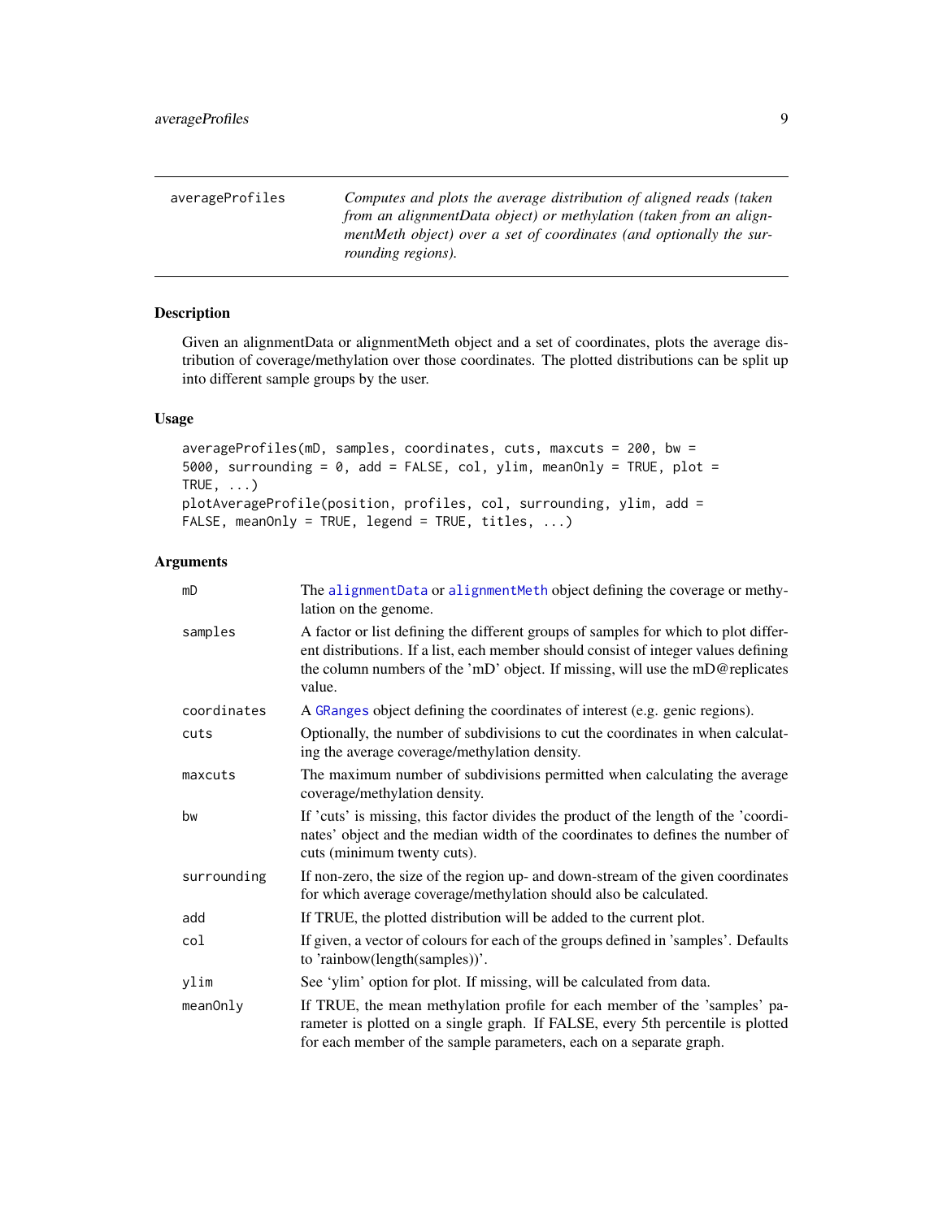averageProfiles — *Computes and plots the average distribution of aligned reads (taken from an alignmentData object) or methylation (taken from an alignmentMeth object) over a set of coordinates (and optionally the surrounding regions).*

### Description

Given an alignmentData or alignmentMeth object and a set of coordinates, plots the average distribution of coverage/methylation over those coordinates. The plotted distributions can be split up into different sample groups by the user.

### Usage

```
averageProfiles(mD, samples, coordinates, cuts, maxcuts = 200, bw =
5000, surrounding = 0, add = FALSE, col, ylim, meanOnly = TRUE, plot =
TRUE, ...)
plotAverageProfile(position, profiles, col, surrounding, ylim, add =
FALSE, meanOnly = TRUE, legend = TRUE, titles, ...)
```

### Arguments

| | |
|---|---|
| `mD` | The `alignmentData` or `alignmentMeth` object defining the coverage or methylation on the genome. |
| `samples` | A factor or list defining the different groups of samples for which to plot different distributions. If a list, each member should consist of integer values defining the column numbers of the 'mD' object. If missing, will use the mD@replicates value. |
| `coordinates` | A `GRanges` object defining the coordinates of interest (e.g. genic regions). |
| `cuts` | Optionally, the number of subdivisions to cut the coordinates in when calculating the average coverage/methylation density. |
| `maxcuts` | The maximum number of subdivisions permitted when calculating the average coverage/methylation density. |
| `bw` | If 'cuts' is missing, this factor divides the product of the length of the 'coordinates' object and the median width of the coordinates to defines the number of cuts (minimum twenty cuts). |
| `surrounding` | If non-zero, the size of the region up- and down-stream of the given coordinates for which average coverage/methylation should also be calculated. |
| `add` | If TRUE, the plotted distribution will be added to the current plot. |
| `col` | If given, a vector of colours for each of the groups defined in 'samples'. Defaults to 'rainbow(length(samples))'. |
| `ylim` | See 'ylim' option for plot. If missing, will be calculated from data. |
| `meanOnly` | If TRUE, the mean methylation profile for each member of the 'samples' parameter is plotted on a single graph. If FALSE, every 5th percentile is plotted for each member of the sample parameters, each on a separate graph. |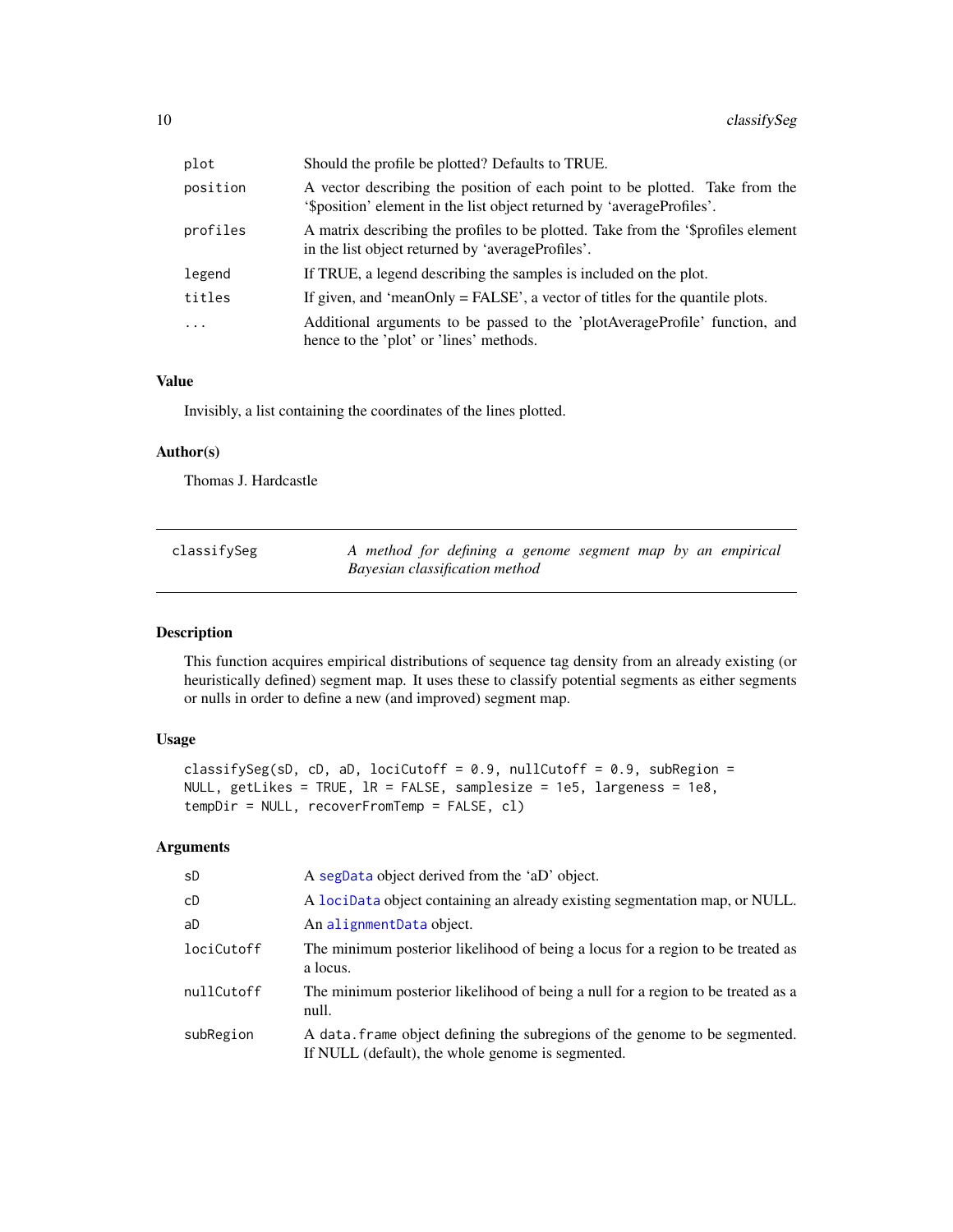| | |
|---|---|
| plot | Should the profile be plotted? Defaults to TRUE. |
| position | A vector describing the position of each point to be plotted. Take from the '$position' element in the list object returned by 'averageProfiles'. |
| profiles | A matrix describing the profiles to be plotted. Take from the '$profiles element in the list object returned by 'averageProfiles'. |
| legend | If TRUE, a legend describing the samples is included on the plot. |
| titles | If given, and 'meanOnly = FALSE', a vector of titles for the quantile plots. |
| ... | Additional arguments to be passed to the 'plotAverageProfile' function, and hence to the 'plot' or 'lines' methods. |

### Value

Invisibly, a list containing the coordinates of the lines plotted.

### Author(s)

Thomas J. Hardcastle

---

## classifySeg — *A method for defining a genome segment map by an empirical Bayesian classification method*

---

### Description

This function acquires empirical distributions of sequence tag density from an already existing (or heuristically defined) segment map. It uses these to classify potential segments as either segments or nulls in order to define a new (and improved) segment map.

### Usage

```
classifySeg(sD, cD, aD, lociCutoff = 0.9, nullCutoff = 0.9, subRegion =
NULL, getLikes = TRUE, lR = FALSE, samplesize = 1e5, largeness = 1e8,
tempDir = NULL, recoverFromTemp = FALSE, cl)
```

### Arguments

| | |
|---|---|
| sD | A segData object derived from the 'aD' object. |
| cD | A lociData object containing an already existing segmentation map, or NULL. |
| aD | An alignmentData object. |
| lociCutoff | The minimum posterior likelihood of being a locus for a region to be treated as a locus. |
| nullCutoff | The minimum posterior likelihood of being a null for a region to be treated as a null. |
| subRegion | A data.frame object defining the subregions of the genome to be segmented. If NULL (default), the whole genome is segmented. |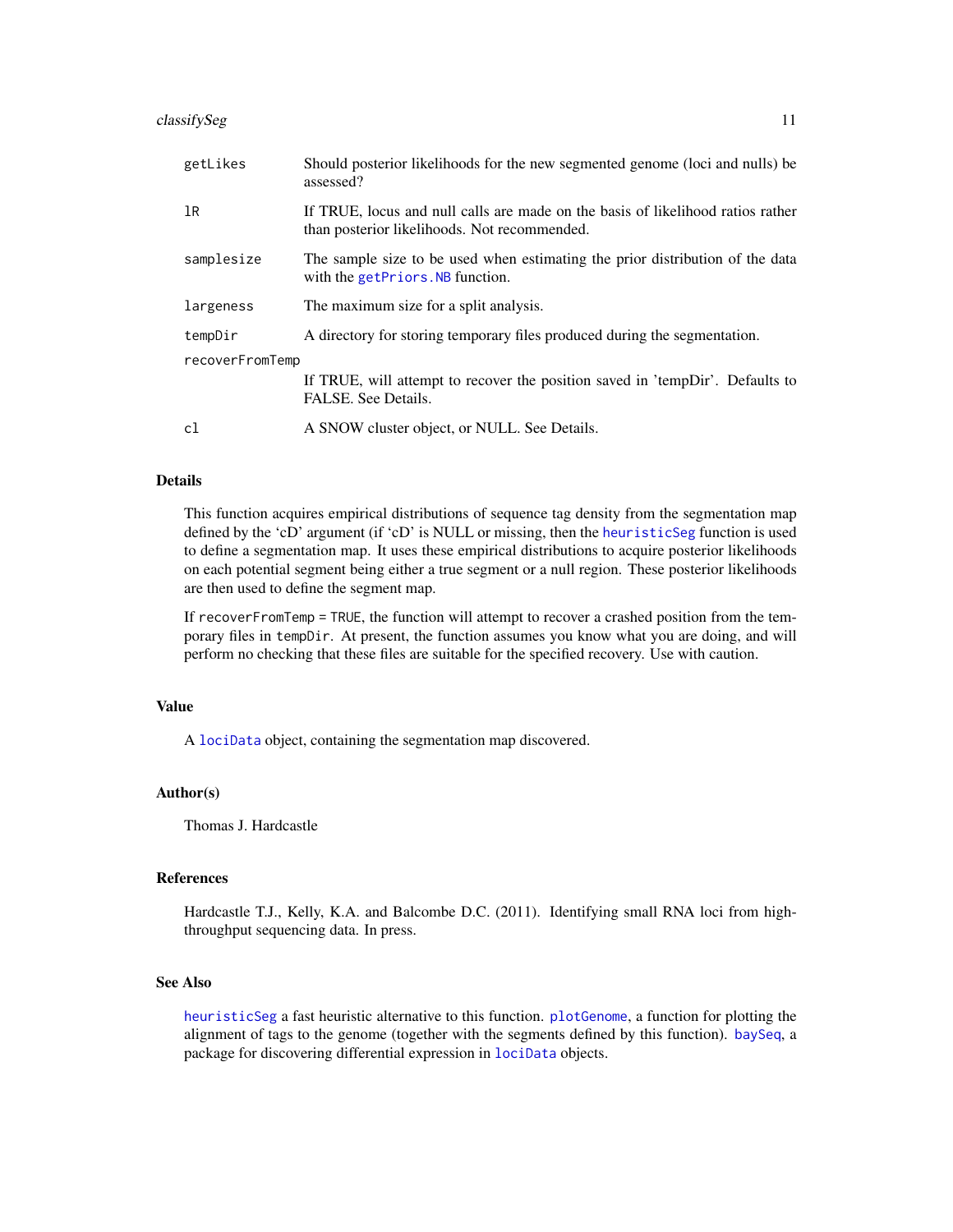| | |
|---|---|
| `getLikes` | Should posterior likelihoods for the new segmented genome (loci and nulls) be assessed? |
| `lR` | If TRUE, locus and null calls are made on the basis of likelihood ratios rather than posterior likelihoods. Not recommended. |
| `samplesize` | The sample size to be used when estimating the prior distribution of the data with the `getPriors.NB` function. |
| `largeness` | The maximum size for a split analysis. |
| `tempDir` | A directory for storing temporary files produced during the segmentation. |
| `recoverFromTemp` | If TRUE, will attempt to recover the position saved in 'tempDir'. Defaults to FALSE. See Details. |
| `cl` | A SNOW cluster object, or NULL. See Details. |

## Details

This function acquires empirical distributions of sequence tag density from the segmentation map defined by the 'cD' argument (if 'cD' is NULL or missing, then the `heuristicSeg` function is used to define a segmentation map. It uses these empirical distributions to acquire posterior likelihoods on each potential segment being either a true segment or a null region. These posterior likelihoods are then used to define the segment map.

If `recoverFromTemp = TRUE`, the function will attempt to recover a crashed position from the temporary files in `tempDir`. At present, the function assumes you know what you are doing, and will perform no checking that these files are suitable for the specified recovery. Use with caution.

## Value

A `lociData` object, containing the segmentation map discovered.

## Author(s)

Thomas J. Hardcastle

## References

Hardcastle T.J., Kelly, K.A. and Balcombe D.C. (2011). Identifying small RNA loci from high-throughput sequencing data. In press.

## See Also

`heuristicSeg` a fast heuristic alternative to this function. `plotGenome`, a function for plotting the alignment of tags to the genome (together with the segments defined by this function). `baySeq`, a package for discovering differential expression in `lociData` objects.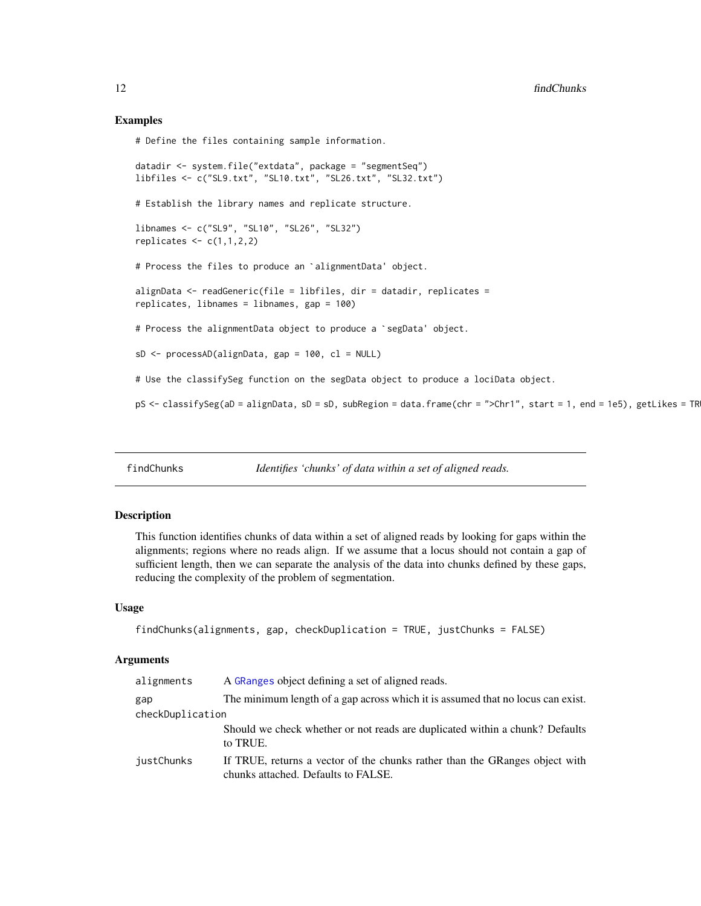## Examples

```
# Define the files containing sample information.

datadir <- system.file("extdata", package = "segmentSeq")
libfiles <- c("SL9.txt", "SL10.txt", "SL26.txt", "SL32.txt")

# Establish the library names and replicate structure.

libnames <- c("SL9", "SL10", "SL26", "SL32")
replicates <- c(1,1,2,2)

# Process the files to produce an `alignmentData' object.

alignData <- readGeneric(file = libfiles, dir = datadir, replicates =
replicates, libnames = libnames, gap = 100)

# Process the alignmentData object to produce a `segData' object.

sD <- processAD(alignData, gap = 100, cl = NULL)

# Use the classifySeg function on the segData object to produce a lociData object.

pS <- classifySeg(aD = alignData, sD = sD, subRegion = data.frame(chr = ">Chr1", start = 1, end = 1e5), getLikes = TRU
```

---

## findChunks — *Identifies 'chunks' of data within a set of aligned reads.*

### Description

This function identifies chunks of data within a set of aligned reads by looking for gaps within the alignments; regions where no reads align. If we assume that a locus should not contain a gap of sufficient length, then we can separate the analysis of the data into chunks defined by these gaps, reducing the complexity of the problem of segmentation.

### Usage

```
findChunks(alignments, gap, checkDuplication = TRUE, justChunks = FALSE)
```

### Arguments

| Argument | Description |
|---|---|
| `alignments` | A GRanges object defining a set of aligned reads. |
| `gap` | The minimum length of a gap across which it is assumed that no locus can exist. |
| `checkDuplication` | Should we check whether or not reads are duplicated within a chunk? Defaults to TRUE. |
| `justChunks` | If TRUE, returns a vector of the chunks rather than the GRanges object with chunks attached. Defaults to FALSE. |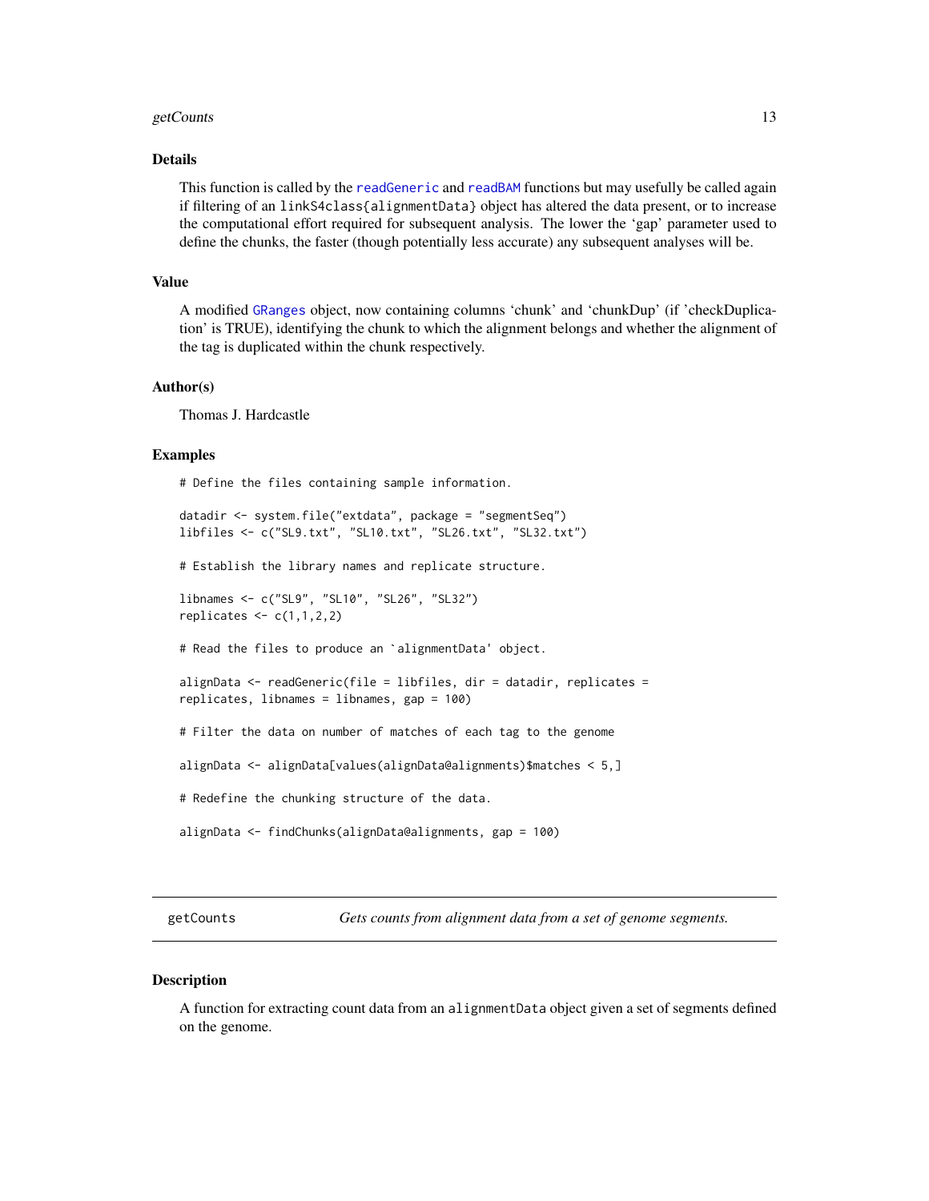### Details

This function is called by the readGeneric and readBAM functions but may usefully be called again if filtering of an linkS4class{alignmentData} object has altered the data present, or to increase the computational effort required for subsequent analysis. The lower the 'gap' parameter used to define the chunks, the faster (though potentially less accurate) any subsequent analyses will be.

### Value

A modified GRanges object, now containing columns 'chunk' and 'chunkDup' (if 'checkDuplication' is TRUE), identifying the chunk to which the alignment belongs and whether the alignment of the tag is duplicated within the chunk respectively.

### Author(s)

Thomas J. Hardcastle

### Examples

```
# Define the files containing sample information.

datadir <- system.file("extdata", package = "segmentSeq")
libfiles <- c("SL9.txt", "SL10.txt", "SL26.txt", "SL32.txt")

# Establish the library names and replicate structure.

libnames <- c("SL9", "SL10", "SL26", "SL32")
replicates <- c(1,1,2,2)

# Read the files to produce an `alignmentData' object.

alignData <- readGeneric(file = libfiles, dir = datadir, replicates =
replicates, libnames = libnames, gap = 100)

# Filter the data on number of matches of each tag to the genome

alignData <- alignData[values(alignData@alignments)$matches < 5,]

# Redefine the chunking structure of the data.

alignData <- findChunks(alignData@alignments, gap = 100)
```

---

## getCounts &nbsp;&nbsp;&nbsp; *Gets counts from alignment data from a set of genome segments.*

### Description

A function for extracting count data from an alignmentData object given a set of segments defined on the genome.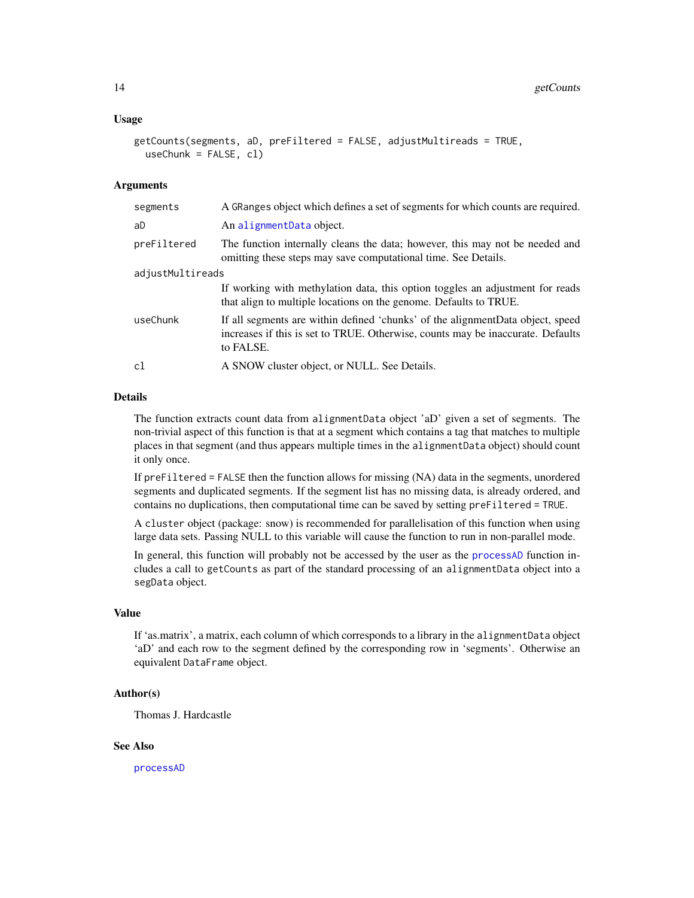### Usage

```
getCounts(segments, aD, preFiltered = FALSE, adjustMultireads = TRUE,
  useChunk = FALSE, cl)
```

### Arguments

| | |
|---|---|
| segments | A GRanges object which defines a set of segments for which counts are required. |
| aD | An alignmentData object. |
| preFiltered | The function internally cleans the data; however, this may not be needed and omitting these steps may save computational time. See Details. |
| adjustMultireads | If working with methylation data, this option toggles an adjustment for reads that align to multiple locations on the genome. Defaults to TRUE. |
| useChunk | If all segments are within defined 'chunks' of the alignmentData object, speed increases if this is set to TRUE. Otherwise, counts may be inaccurate. Defaults to FALSE. |
| cl | A SNOW cluster object, or NULL. See Details. |

### Details

The function extracts count data from alignmentData object 'aD' given a set of segments. The non-trivial aspect of this function is that at a segment which contains a tag that matches to multiple places in that segment (and thus appears multiple times in the alignmentData object) should count it only once.

If preFiltered = FALSE then the function allows for missing (NA) data in the segments, unordered segments and duplicated segments. If the segment list has no missing data, is already ordered, and contains no duplications, then computational time can be saved by setting preFiltered = TRUE.

A cluster object (package: snow) is recommended for parallelisation of this function when using large data sets. Passing NULL to this variable will cause the function to run in non-parallel mode.

In general, this function will probably not be accessed by the user as the processAD function includes a call to getCounts as part of the standard processing of an alignmentData object into a segData object.

### Value

If 'as.matrix', a matrix, each column of which corresponds to a library in the alignmentData object 'aD' and each row to the segment defined by the corresponding row in 'segments'. Otherwise an equivalent DataFrame object.

### Author(s)

Thomas J. Hardcastle

### See Also

processAD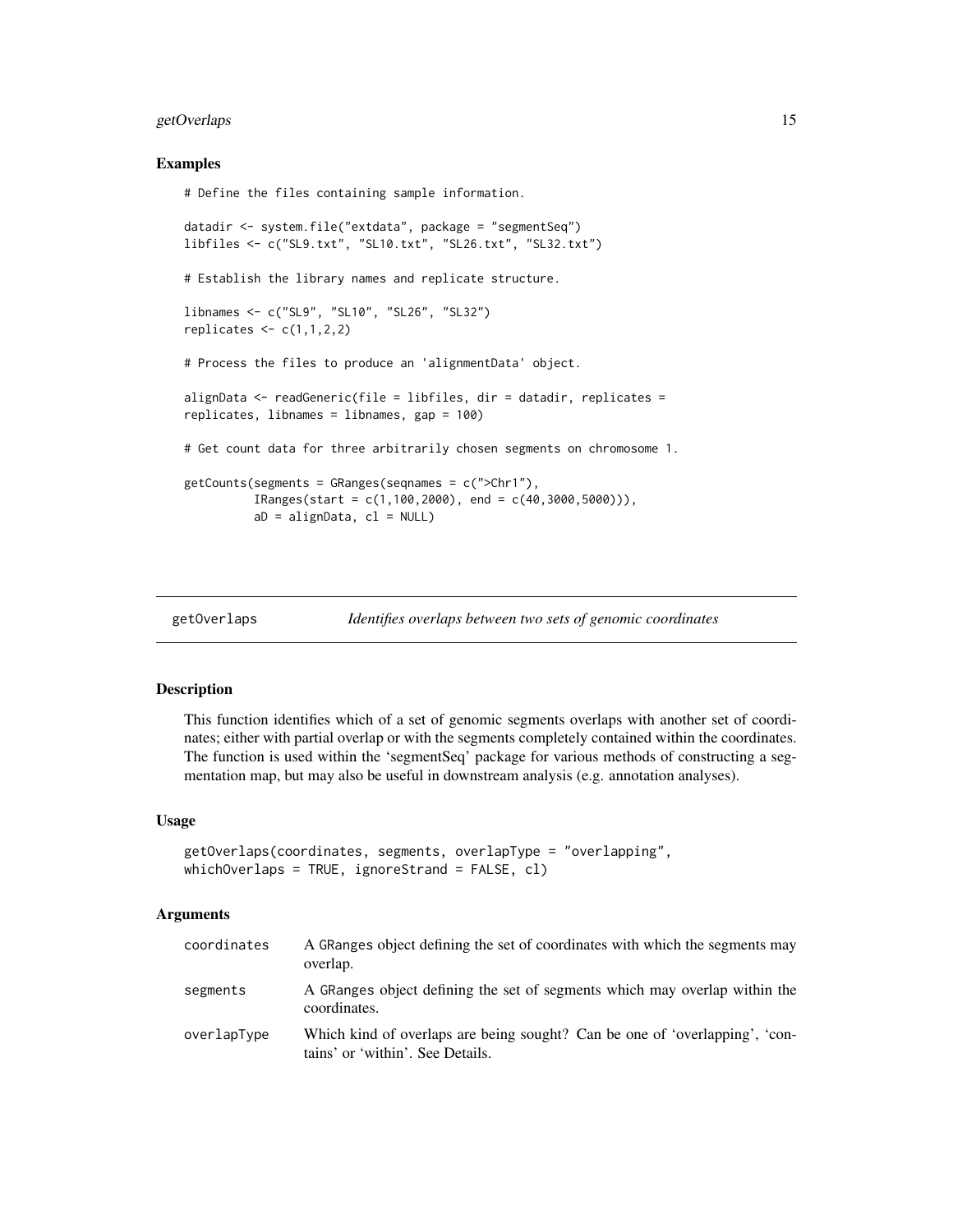## Examples

```
# Define the files containing sample information.

datadir <- system.file("extdata", package = "segmentSeq")
libfiles <- c("SL9.txt", "SL10.txt", "SL26.txt", "SL32.txt")

# Establish the library names and replicate structure.

libnames <- c("SL9", "SL10", "SL26", "SL32")
replicates <- c(1,1,2,2)

# Process the files to produce an 'alignmentData' object.

alignData <- readGeneric(file = libfiles, dir = datadir, replicates =
replicates, libnames = libnames, gap = 100)

# Get count data for three arbitrarily chosen segments on chromosome 1.

getCounts(segments = GRanges(seqnames = c(">Chr1"),
          IRanges(start = c(1,100,2000), end = c(40,3000,5000))),
          aD = alignData, cl = NULL)
```

---

# getOverlaps — *Identifies overlaps between two sets of genomic coordinates*

---

## Description

This function identifies which of a set of genomic segments overlaps with another set of coordinates; either with partial overlap or with the segments completely contained within the coordinates. The function is used within the 'segmentSeq' package for various methods of constructing a segmentation map, but may also be useful in downstream analysis (e.g. annotation analyses).

## Usage

```
getOverlaps(coordinates, segments, overlapType = "overlapping",
whichOverlaps = TRUE, ignoreStrand = FALSE, cl)
```

## Arguments

| | |
|---|---|
| `coordinates` | A GRanges object defining the set of coordinates with which the segments may overlap. |
| `segments` | A GRanges object defining the set of segments which may overlap within the coordinates. |
| `overlapType` | Which kind of overlaps are being sought? Can be one of 'overlapping', 'contains' or 'within'. See Details. |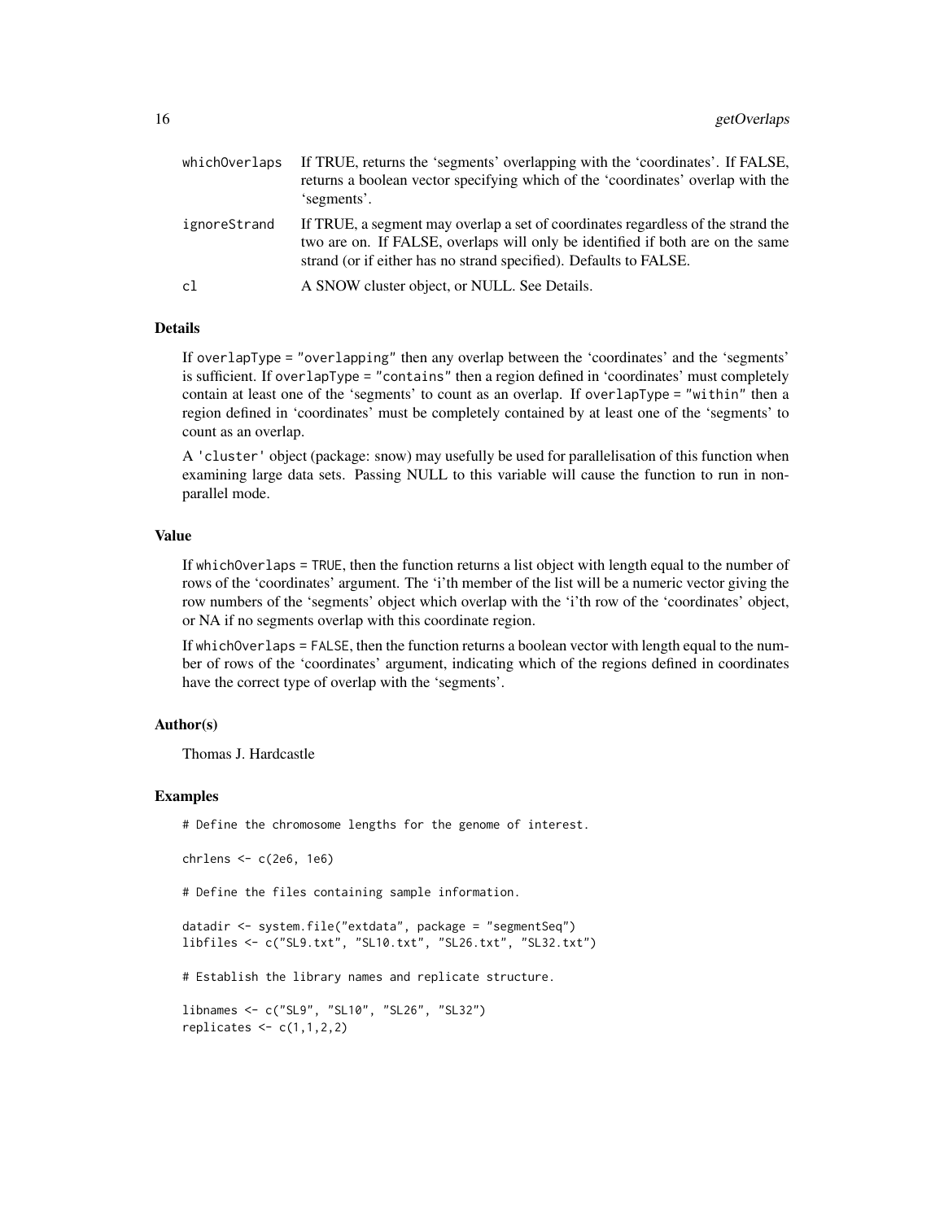| | |
|---|---|
| whichOverlaps | If TRUE, returns the 'segments' overlapping with the 'coordinates'. If FALSE, returns a boolean vector specifying which of the 'coordinates' overlap with the 'segments'. |
| ignoreStrand | If TRUE, a segment may overlap a set of coordinates regardless of the strand the two are on. If FALSE, overlaps will only be identified if both are on the same strand (or if either has no strand specified). Defaults to FALSE. |
| cl | A SNOW cluster object, or NULL. See Details. |

### Details

If `overlapType = "overlapping"` then any overlap between the 'coordinates' and the 'segments' is sufficient. If `overlapType = "contains"` then a region defined in 'coordinates' must completely contain at least one of the 'segments' to count as an overlap. If `overlapType = "within"` then a region defined in 'coordinates' must be completely contained by at least one of the 'segments' to count as an overlap.

A `'cluster'` object (package: snow) may usefully be used for parallelisation of this function when examining large data sets. Passing NULL to this variable will cause the function to run in non-parallel mode.

### Value

If `whichOverlaps = TRUE`, then the function returns a list object with length equal to the number of rows of the 'coordinates' argument. The 'i'th member of the list will be a numeric vector giving the row numbers of the 'segments' object which overlap with the 'i'th row of the 'coordinates' object, or NA if no segments overlap with this coordinate region.

If `whichOverlaps = FALSE`, then the function returns a boolean vector with length equal to the number of rows of the 'coordinates' argument, indicating which of the regions defined in coordinates have the correct type of overlap with the 'segments'.

### Author(s)

Thomas J. Hardcastle

### Examples

```
# Define the chromosome lengths for the genome of interest.

chrlens <- c(2e6, 1e6)

# Define the files containing sample information.

datadir <- system.file("extdata", package = "segmentSeq")
libfiles <- c("SL9.txt", "SL10.txt", "SL26.txt", "SL32.txt")

# Establish the library names and replicate structure.

libnames <- c("SL9", "SL10", "SL26", "SL32")
replicates <- c(1,1,2,2)
```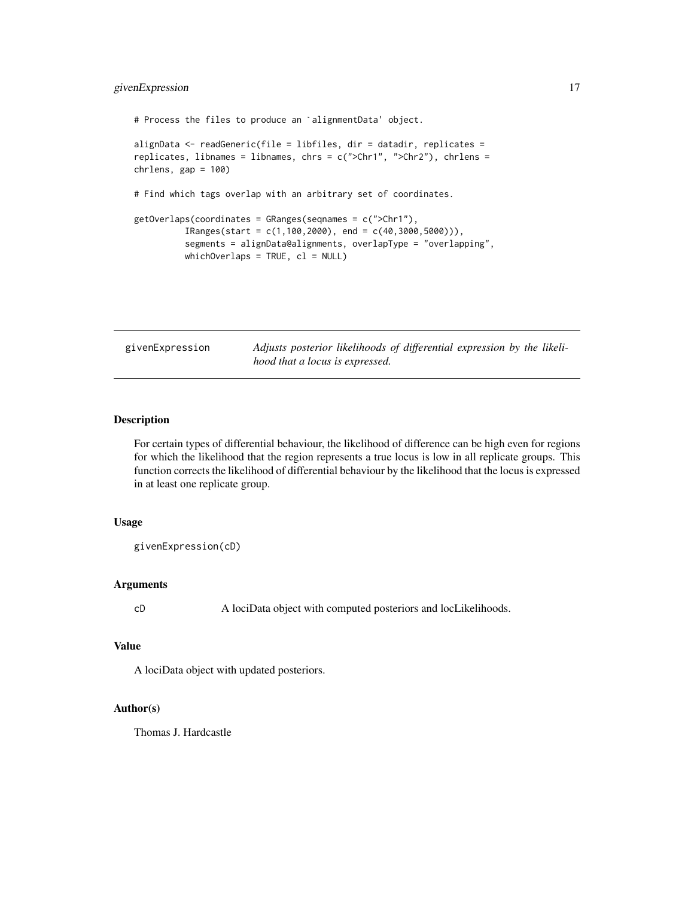```
# Process the files to produce an `alignmentData' object.

alignData <- readGeneric(file = libfiles, dir = datadir, replicates =
replicates, libnames = libnames, chrs = c(">Chr1", ">Chr2"), chrlens =
chrlens, gap = 100)

# Find which tags overlap with an arbitrary set of coordinates.

getOverlaps(coordinates = GRanges(seqnames = c(">Chr1"),
          IRanges(start = c(1,100,2000), end = c(40,3000,5000))),
          segments = alignData@alignments, overlapType = "overlapping",
          whichOverlaps = TRUE, cl = NULL)
```

## givenExpression — *Adjusts posterior likelihoods of differential expression by the likelihood that a locus is expressed.*

### Description

For certain types of differential behaviour, the likelihood of difference can be high even for regions for which the likelihood that the region represents a true locus is low in all replicate groups. This function corrects the likelihood of differential behaviour by the likelihood that the locus is expressed in at least one replicate group.

### Usage

```
givenExpression(cD)
```

### Arguments

| | |
|---|---|
| cD | A lociData object with computed posteriors and locLikelihoods. |

### Value

A lociData object with updated posteriors.

### Author(s)

Thomas J. Hardcastle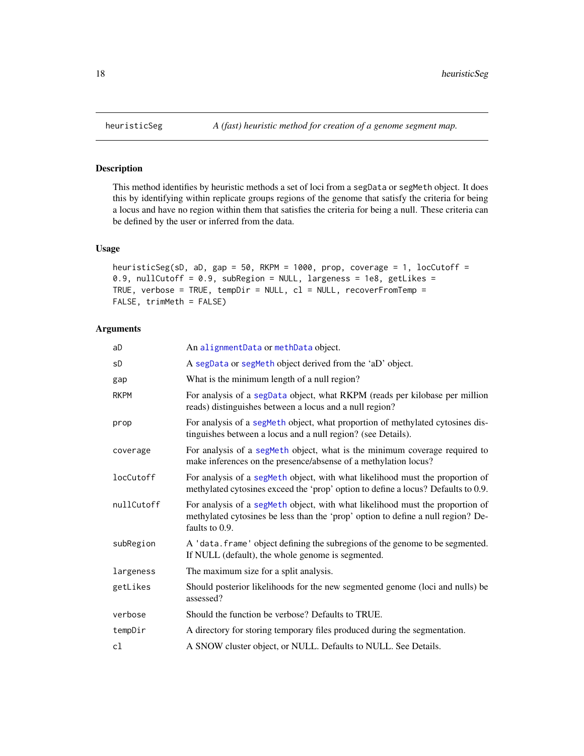## heuristicSeg — *A (fast) heuristic method for creation of a genome segment map.*

### Description

This method identifies by heuristic methods a set of loci from a `segData` or `segMeth` object. It does this by identifying within replicate groups regions of the genome that satisfy the criteria for being a locus and have no region within them that satisfies the criteria for being a null. These criteria can be defined by the user or inferred from the data.

### Usage

```
heuristicSeg(sD, aD, gap = 50, RKPM = 1000, prop, coverage = 1, locCutoff =
0.9, nullCutoff = 0.9, subRegion = NULL, largeness = 1e8, getLikes =
TRUE, verbose = TRUE, tempDir = NULL, cl = NULL, recoverFromTemp =
FALSE, trimMeth = FALSE)
```

### Arguments

| | |
|---|---|
| `aD` | An `alignmentData` or `methData` object. |
| `sD` | A `segData` or `segMeth` object derived from the 'aD' object. |
| `gap` | What is the minimum length of a null region? |
| `RKPM` | For analysis of a `segData` object, what RKPM (reads per kilobase per million reads) distinguishes between a locus and a null region? |
| `prop` | For analysis of a `segMeth` object, what proportion of methylated cytosines distinguishes between a locus and a null region? (see Details). |
| `coverage` | For analysis of a `segMeth` object, what is the minimum coverage required to make inferences on the presence/absense of a methylation locus? |
| `locCutoff` | For analysis of a `segMeth` object, with what likelihood must the proportion of methylated cytosines exceed the 'prop' option to define a locus? Defaults to 0.9. |
| `nullCutoff` | For analysis of a `segMeth` object, with what likelihood must the proportion of methylated cytosines be less than the 'prop' option to define a null region? Defaults to 0.9. |
| `subRegion` | A `'data.frame'` object defining the subregions of the genome to be segmented. If NULL (default), the whole genome is segmented. |
| `largeness` | The maximum size for a split analysis. |
| `getLikes` | Should posterior likelihoods for the new segmented genome (loci and nulls) be assessed? |
| `verbose` | Should the function be verbose? Defaults to TRUE. |
| `tempDir` | A directory for storing temporary files produced during the segmentation. |
| `cl` | A SNOW cluster object, or NULL. Defaults to NULL. See Details. |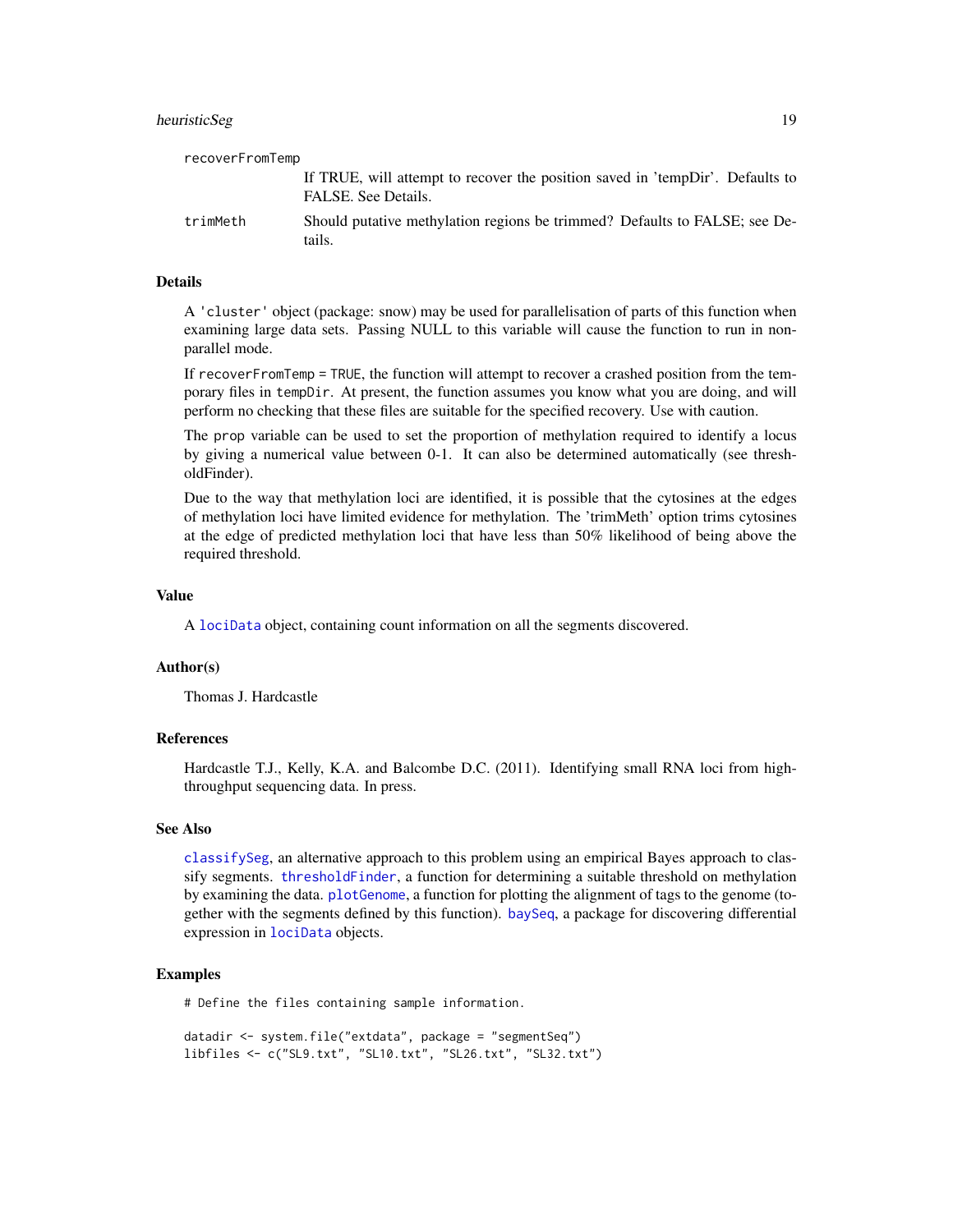`recoverFromTemp`
: If TRUE, will attempt to recover the position saved in 'tempDir'. Defaults to FALSE. See Details.

`trimMeth`
: Should putative methylation regions be trimmed? Defaults to FALSE; see Details.

## Details

A 'cluster' object (package: snow) may be used for parallelisation of parts of this function when examining large data sets. Passing NULL to this variable will cause the function to run in non-parallel mode.

If `recoverFromTemp = TRUE`, the function will attempt to recover a crashed position from the temporary files in `tempDir`. At present, the function assumes you know what you are doing, and will perform no checking that these files are suitable for the specified recovery. Use with caution.

The `prop` variable can be used to set the proportion of methylation required to identify a locus by giving a numerical value between 0-1. It can also be determined automatically (see thresholdFinder).

Due to the way that methylation loci are identified, it is possible that the cytosines at the edges of methylation loci have limited evidence for methylation. The 'trimMeth' option trims cytosines at the edge of predicted methylation loci that have less than 50% likelihood of being above the required threshold.

## Value

A `lociData` object, containing count information on all the segments discovered.

## Author(s)

Thomas J. Hardcastle

## References

Hardcastle T.J., Kelly, K.A. and Balcombe D.C. (2011). Identifying small RNA loci from high-throughput sequencing data. In press.

## See Also

`classifySeg`, an alternative approach to this problem using an empirical Bayes approach to classify segments. `thresholdFinder`, a function for determining a suitable threshold on methylation by examining the data. `plotGenome`, a function for plotting the alignment of tags to the genome (together with the segments defined by this function). `baySeq`, a package for discovering differential expression in `lociData` objects.

## Examples

```
# Define the files containing sample information.

datadir <- system.file("extdata", package = "segmentSeq")
libfiles <- c("SL9.txt", "SL10.txt", "SL26.txt", "SL32.txt")
```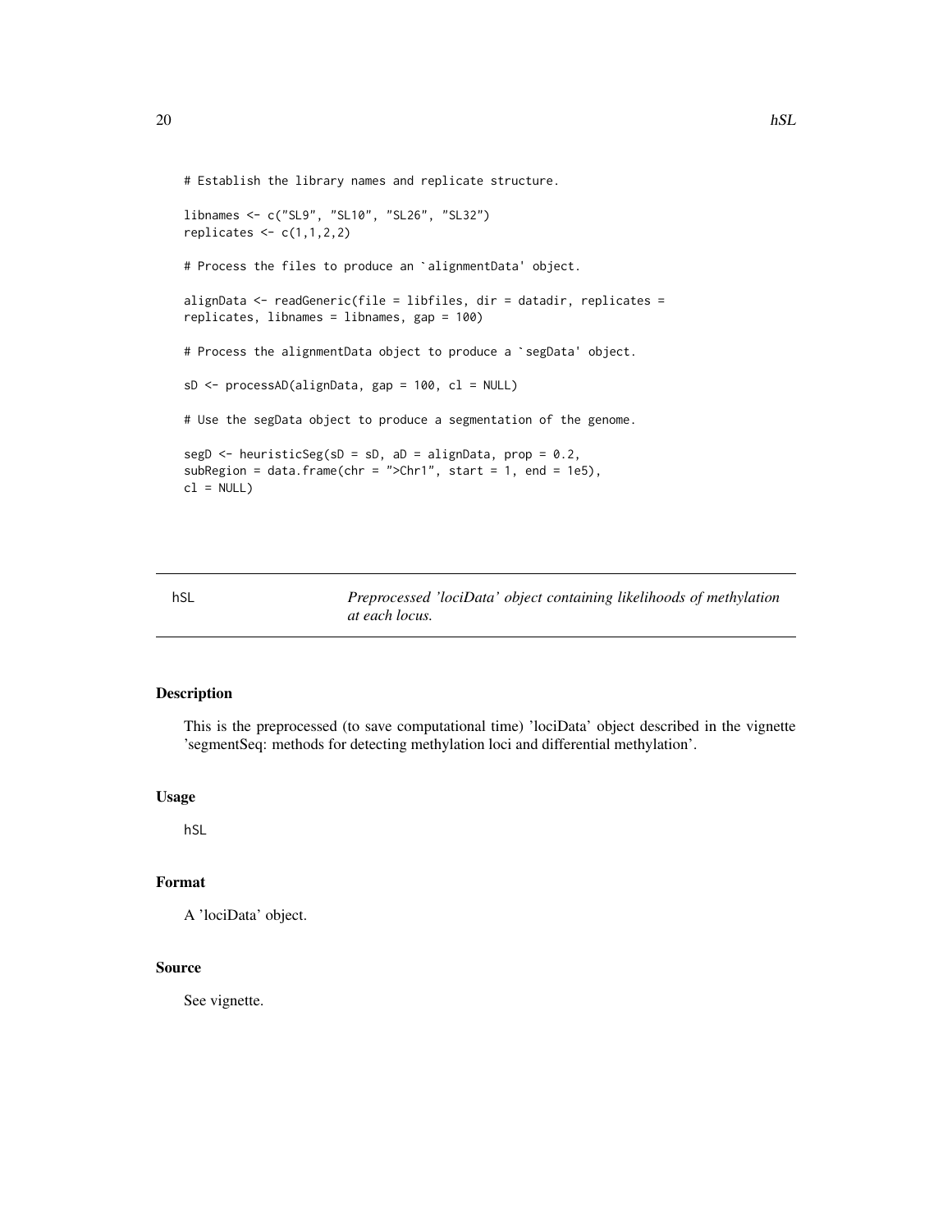```
# Establish the library names and replicate structure.

libnames <- c("SL9", "SL10", "SL26", "SL32")
replicates <- c(1,1,2,2)

# Process the files to produce an `alignmentData' object.

alignData <- readGeneric(file = libfiles, dir = datadir, replicates =
replicates, libnames = libnames, gap = 100)

# Process the alignmentData object to produce a `segData' object.

sD <- processAD(alignData, gap = 100, cl = NULL)

# Use the segData object to produce a segmentation of the genome.

segD <- heuristicSeg(sD = sD, aD = alignData, prop = 0.2,
subRegion = data.frame(chr = ">Chr1", start = 1, end = 1e5),
cl = NULL)
```

---

## hSL — *Preprocessed 'lociData' object containing likelihoods of methylation at each locus.*

---

### Description

This is the preprocessed (to save computational time) 'lociData' object described in the vignette 'segmentSeq: methods for detecting methylation loci and differential methylation'.

### Usage

```
hSL
```

### Format

A 'lociData' object.

### Source

See vignette.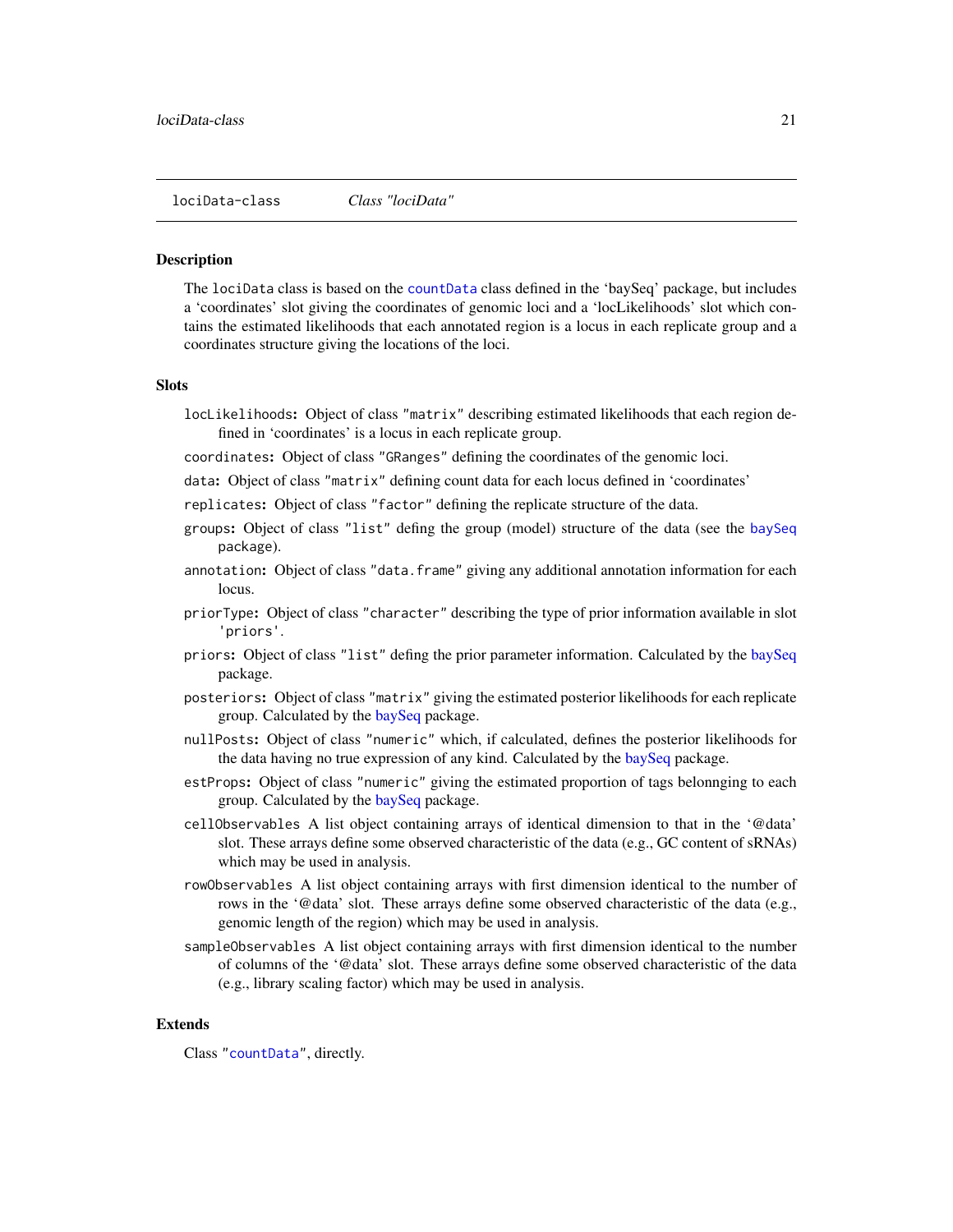lociData-class *Class "lociData"*

## Description

The `lociData` class is based on the `countData` class defined in the 'baySeq' package, but includes a 'coordinates' slot giving the coordinates of genomic loci and a 'locLikelihoods' slot which contains the estimated likelihoods that each annotated region is a locus in each replicate group and a coordinates structure giving the locations of the loci.

## Slots

- `locLikelihoods`: Object of class `"matrix"` describing estimated likelihoods that each region defined in 'coordinates' is a locus in each replicate group.
- `coordinates`: Object of class `"GRanges"` defining the coordinates of the genomic loci.
- `data`: Object of class `"matrix"` defining count data for each locus defined in 'coordinates'
- `replicates`: Object of class `"factor"` defining the replicate structure of the data.
- `groups`: Object of class `"list"` defing the group (model) structure of the data (see the `baySeq` package).
- `annotation`: Object of class `"data.frame"` giving any additional annotation information for each locus.
- `priorType`: Object of class `"character"` describing the type of prior information available in slot `'priors'`.
- `priors`: Object of class `"list"` defing the prior parameter information. Calculated by the baySeq package.
- `posteriors`: Object of class `"matrix"` giving the estimated posterior likelihoods for each replicate group. Calculated by the baySeq package.
- `nullPosts`: Object of class `"numeric"` which, if calculated, defines the posterior likelihoods for the data having no true expression of any kind. Calculated by the baySeq package.
- `estProps`: Object of class `"numeric"` giving the estimated proportion of tags belonnging to each group. Calculated by the baySeq package.
- `cellObservables` A list object containing arrays of identical dimension to that in the '@data' slot. These arrays define some observed characteristic of the data (e.g., GC content of sRNAs) which may be used in analysis.
- `rowObservables` A list object containing arrays with first dimension identical to the number of rows in the '@data' slot. These arrays define some observed characteristic of the data (e.g., genomic length of the region) which may be used in analysis.
- `sampleObservables` A list object containing arrays with first dimension identical to the number of columns of the '@data' slot. These arrays define some observed characteristic of the data (e.g., library scaling factor) which may be used in analysis.

## Extends

Class `"countData"`, directly.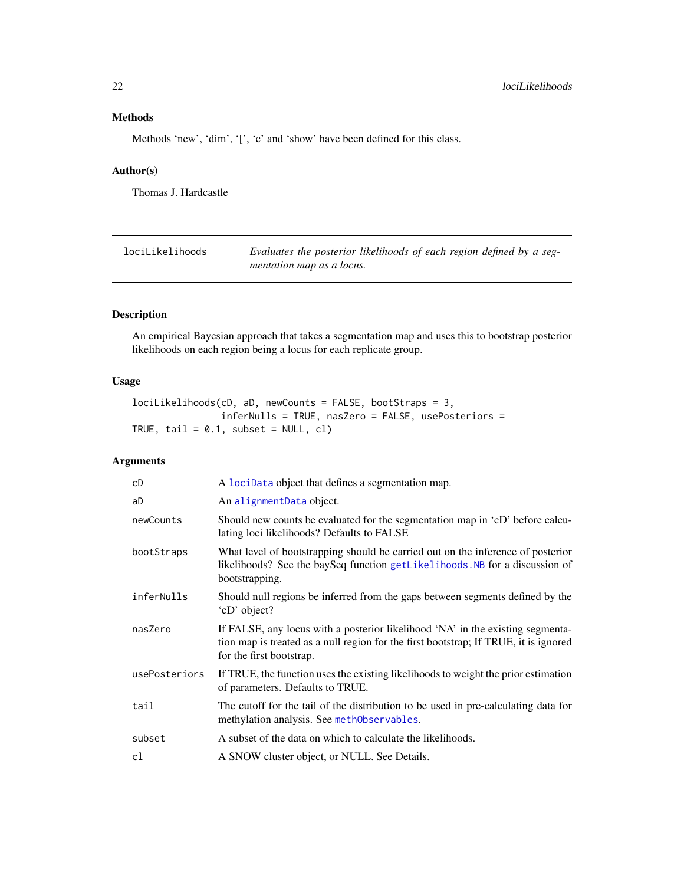### Methods

Methods 'new', 'dim', '[', 'c' and 'show' have been defined for this class.

### Author(s)

Thomas J. Hardcastle

---

## lociLikelihoods

*Evaluates the posterior likelihoods of each region defined by a segmentation map as a locus.*

---

### Description

An empirical Bayesian approach that takes a segmentation map and uses this to bootstrap posterior likelihoods on each region being a locus for each replicate group.

### Usage

```
lociLikelihoods(cD, aD, newCounts = FALSE, bootStraps = 3,
                inferNulls = TRUE, nasZero = FALSE, usePosteriors =
TRUE, tail = 0.1, subset = NULL, cl)
```

### Arguments

| | |
|---|---|
| cD | A lociData object that defines a segmentation map. |
| aD | An alignmentData object. |
| newCounts | Should new counts be evaluated for the segmentation map in 'cD' before calculating loci likelihoods? Defaults to FALSE |
| bootStraps | What level of bootstrapping should be carried out on the inference of posterior likelihoods? See the baySeq function getLikelihoods.NB for a discussion of bootstrapping. |
| inferNulls | Should null regions be inferred from the gaps between segments defined by the 'cD' object? |
| nasZero | If FALSE, any locus with a posterior likelihood 'NA' in the existing segmentation map is treated as a null region for the first bootstrap; If TRUE, it is ignored for the first bootstrap. |
| usePosteriors | If TRUE, the function uses the existing likelihoods to weight the prior estimation of parameters. Defaults to TRUE. |
| tail | The cutoff for the tail of the distribution to be used in pre-calculating data for methylation analysis. See methObservables. |
| subset | A subset of the data on which to calculate the likelihoods. |
| cl | A SNOW cluster object, or NULL. See Details. |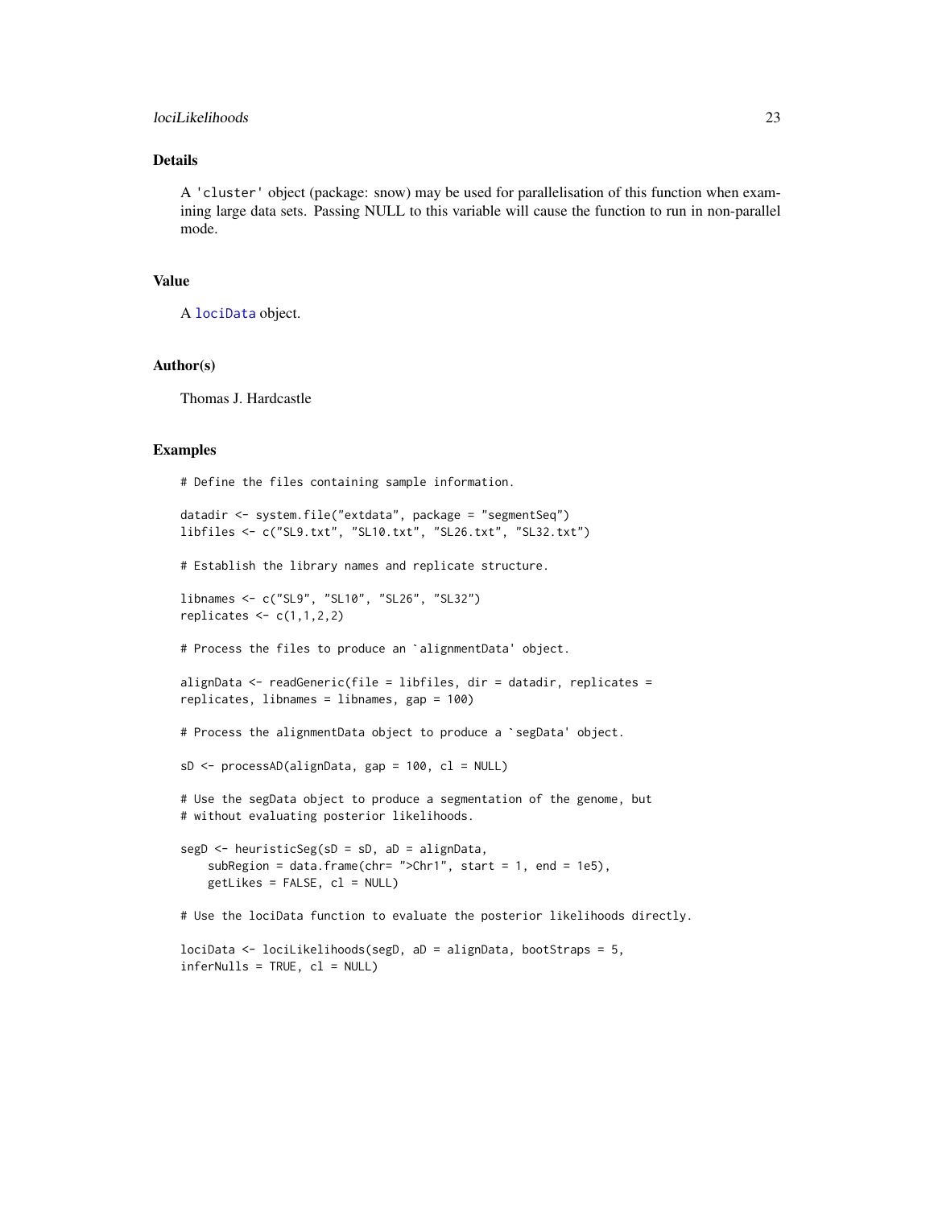## Details

A 'cluster' object (package: snow) may be used for parallelisation of this function when examining large data sets. Passing NULL to this variable will cause the function to run in non-parallel mode.

## Value

A lociData object.

## Author(s)

Thomas J. Hardcastle

## Examples

```
# Define the files containing sample information.

datadir <- system.file("extdata", package = "segmentSeq")
libfiles <- c("SL9.txt", "SL10.txt", "SL26.txt", "SL32.txt")

# Establish the library names and replicate structure.

libnames <- c("SL9", "SL10", "SL26", "SL32")
replicates <- c(1,1,2,2)

# Process the files to produce an `alignmentData' object.

alignData <- readGeneric(file = libfiles, dir = datadir, replicates =
replicates, libnames = libnames, gap = 100)

# Process the alignmentData object to produce a `segData' object.

sD <- processAD(alignData, gap = 100, cl = NULL)

# Use the segData object to produce a segmentation of the genome, but
# without evaluating posterior likelihoods.

segD <- heuristicSeg(sD = sD, aD = alignData,
    subRegion = data.frame(chr= ">Chr1", start = 1, end = 1e5),
    getLikes = FALSE, cl = NULL)

# Use the lociData function to evaluate the posterior likelihoods directly.

lociData <- lociLikelihoods(segD, aD = alignData, bootStraps = 5,
inferNulls = TRUE, cl = NULL)
```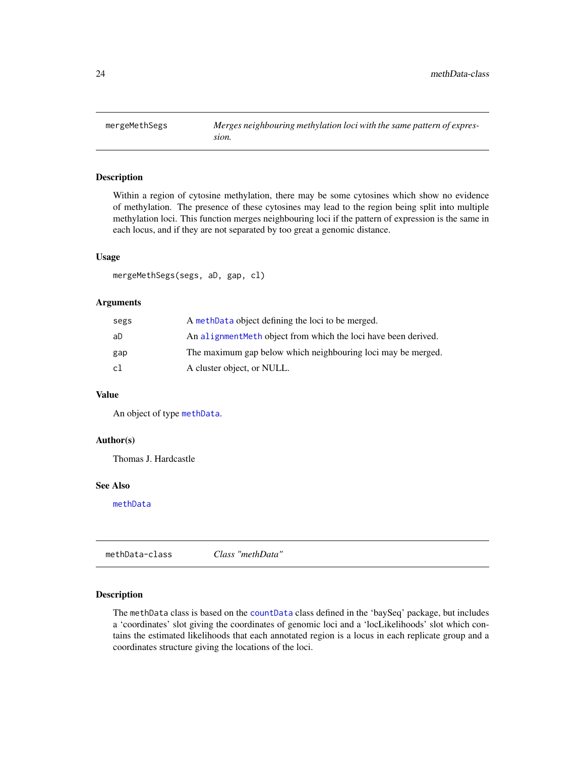## mergeMethSegs — *Merges neighbouring methylation loci with the same pattern of expression.*

### Description

Within a region of cytosine methylation, there may be some cytosines which show no evidence of methylation. The presence of these cytosines may lead to the region being split into multiple methylation loci. This function merges neighbouring loci if the pattern of expression is the same in each locus, and if they are not separated by too great a genomic distance.

### Usage

```
mergeMethSegs(segs, aD, gap, cl)
```

### Arguments

| | |
|---|---|
| segs | A methData object defining the loci to be merged. |
| aD | An alignmentMeth object from which the loci have been derived. |
| gap | The maximum gap below which neighbouring loci may be merged. |
| cl | A cluster object, or NULL. |

### Value

An object of type methData.

### Author(s)

Thomas J. Hardcastle

### See Also

methData

## methData-class — *Class "methData"*

### Description

The `methData` class is based on the countData class defined in the 'baySeq' package, but includes a 'coordinates' slot giving the coordinates of genomic loci and a 'locLikelihoods' slot which contains the estimated likelihoods that each annotated region is a locus in each replicate group and a coordinates structure giving the locations of the loci.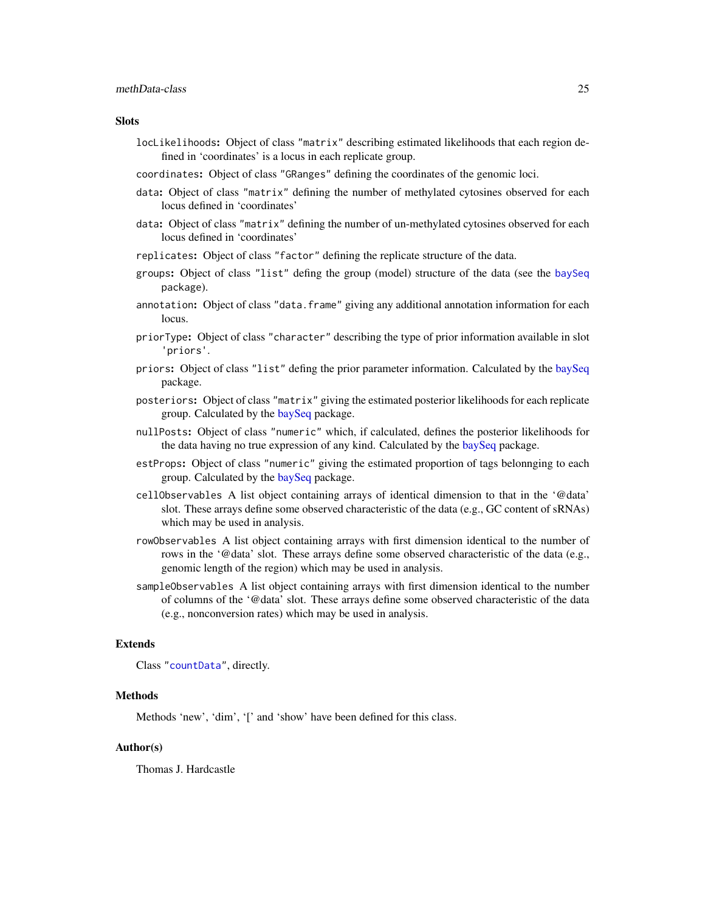## Slots

- `locLikelihoods`: Object of class `"matrix"` describing estimated likelihoods that each region defined in 'coordinates' is a locus in each replicate group.
- `coordinates`: Object of class `"GRanges"` defining the coordinates of the genomic loci.
- `data`: Object of class `"matrix"` defining the number of methylated cytosines observed for each locus defined in 'coordinates'
- `data`: Object of class `"matrix"` defining the number of un-methylated cytosines observed for each locus defined in 'coordinates'
- `replicates`: Object of class `"factor"` defining the replicate structure of the data.
- `groups`: Object of class `"list"` defing the group (model) structure of the data (see the baySeq package).
- `annotation`: Object of class `"data.frame"` giving any additional annotation information for each locus.
- `priorType`: Object of class `"character"` describing the type of prior information available in slot `'priors'`.
- `priors`: Object of class `"list"` defing the prior parameter information. Calculated by the baySeq package.
- `posteriors`: Object of class `"matrix"` giving the estimated posterior likelihoods for each replicate group. Calculated by the baySeq package.
- `nullPosts`: Object of class `"numeric"` which, if calculated, defines the posterior likelihoods for the data having no true expression of any kind. Calculated by the baySeq package.
- `estProps`: Object of class `"numeric"` giving the estimated proportion of tags belonnging to each group. Calculated by the baySeq package.
- `cellObservables` A list object containing arrays of identical dimension to that in the '@data' slot. These arrays define some observed characteristic of the data (e.g., GC content of sRNAs) which may be used in analysis.
- `rowObservables` A list object containing arrays with first dimension identical to the number of rows in the '@data' slot. These arrays define some observed characteristic of the data (e.g., genomic length of the region) which may be used in analysis.
- `sampleObservables` A list object containing arrays with first dimension identical to the number of columns of the '@data' slot. These arrays define some observed characteristic of the data (e.g., nonconversion rates) which may be used in analysis.

## Extends

Class `"countData"`, directly.

## Methods

Methods 'new', 'dim', '[' and 'show' have been defined for this class.

## Author(s)

Thomas J. Hardcastle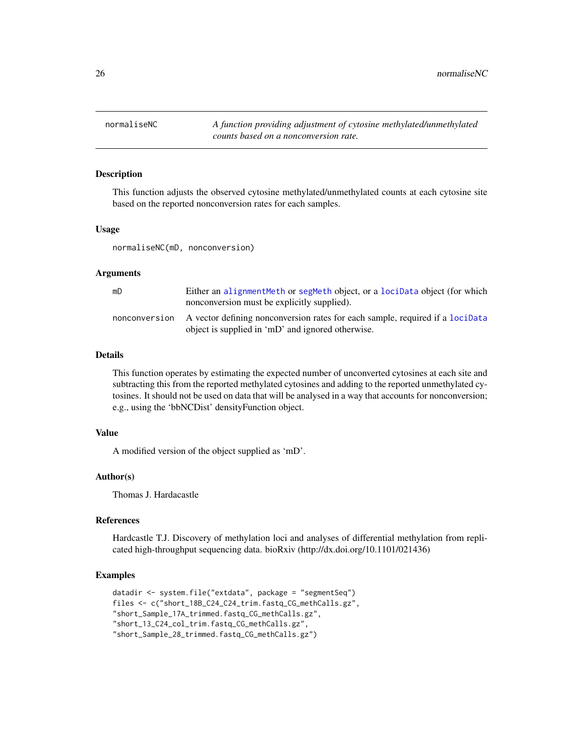# normaliseNC

*A function providing adjustment of cytosine methylated/unmethylated counts based on a nonconversion rate.*

## Description

This function adjusts the observed cytosine methylated/unmethylated counts at each cytosine site based on the reported nonconversion rates for each samples.

## Usage

```
normaliseNC(mD, nonconversion)
```

## Arguments

| | |
|---|---|
| mD | Either an alignmentMeth or segMeth object, or a lociData object (for which nonconversion must be explicitly supplied). |
| nonconversion | A vector defining nonconversion rates for each sample, required if a lociData object is supplied in 'mD' and ignored otherwise. |

## Details

This function operates by estimating the expected number of unconverted cytosines at each site and subtracting this from the reported methylated cytosines and adding to the reported unmethylated cytosines. It should not be used on data that will be analysed in a way that accounts for nonconversion; e.g., using the 'bbNCDist' densityFunction object.

## Value

A modified version of the object supplied as 'mD'.

## Author(s)

Thomas J. Hardcastle

## References

Hardcastle T.J. Discovery of methylation loci and analyses of differential methylation from replicated high-throughput sequencing data. bioRxiv (http://dx.doi.org/10.1101/021436)

## Examples

```
datadir <- system.file("extdata", package = "segmentSeq")
files <- c("short_18B_C24_C24_trim.fastq_CG_methCalls.gz",
"short_Sample_17A_trimmed.fastq_CG_methCalls.gz",
"short_13_C24_col_trim.fastq_CG_methCalls.gz",
"short_Sample_28_trimmed.fastq_CG_methCalls.gz")
```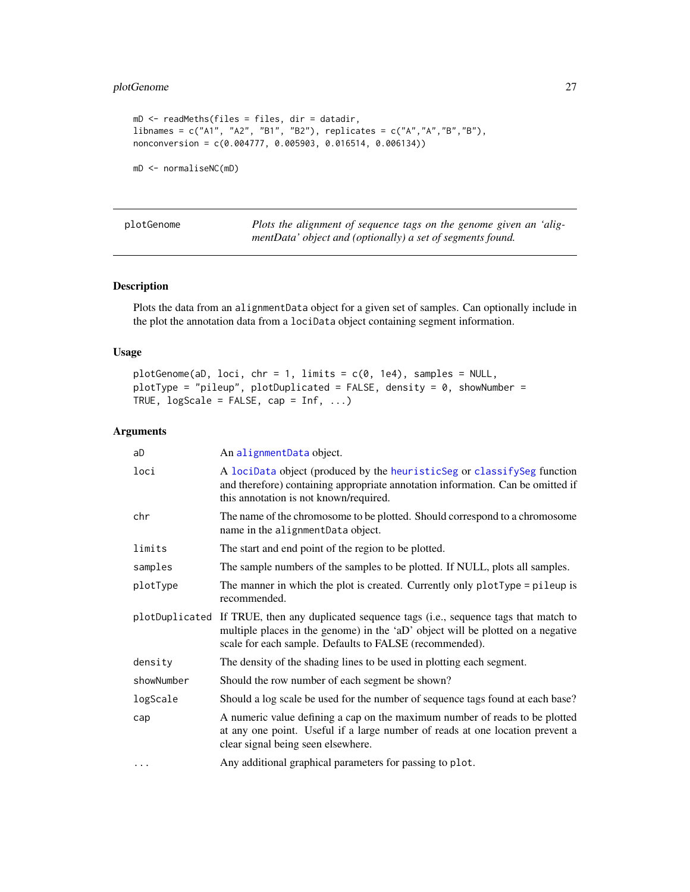```
mD <- readMeths(files = files, dir = datadir,
libnames = c("A1", "A2", "B1", "B2"), replicates = c("A","A","B","B"),
nonconversion = c(0.004777, 0.005903, 0.016514, 0.006134))

mD <- normaliseNC(mD)
```

## plotGenome

*Plots the alignment of sequence tags on the genome given an 'alignmentData' object and (optionally) a set of segments found.*

### Description

Plots the data from an alignmentData object for a given set of samples. Can optionally include in the plot the annotation data from a lociData object containing segment information.

### Usage

```
plotGenome(aD, loci, chr = 1, limits = c(0, 1e4), samples = NULL,
plotType = "pileup", plotDuplicated = FALSE, density = 0, showNumber =
TRUE, logScale = FALSE, cap = Inf, ...)
```

### Arguments

| | |
|---|---|
| aD | An alignmentData object. |
| loci | A lociData object (produced by the heuristicSeg or classifySeg function and therefore) containing appropriate annotation information. Can be omitted if this annotation is not known/required. |
| chr | The name of the chromosome to be plotted. Should correspond to a chromosome name in the alignmentData object. |
| limits | The start and end point of the region to be plotted. |
| samples | The sample numbers of the samples to be plotted. If NULL, plots all samples. |
| plotType | The manner in which the plot is created. Currently only plotType = pileup is recommended. |
| plotDuplicated | If TRUE, then any duplicated sequence tags (i.e., sequence tags that match to multiple places in the genome) in the 'aD' object will be plotted on a negative scale for each sample. Defaults to FALSE (recommended). |
| density | The density of the shading lines to be used in plotting each segment. |
| showNumber | Should the row number of each segment be shown? |
| logScale | Should a log scale be used for the number of sequence tags found at each base? |
| cap | A numeric value defining a cap on the maximum number of reads to be plotted at any one point. Useful if a large number of reads at one location prevent a clear signal being seen elsewhere. |
| ... | Any additional graphical parameters for passing to plot. |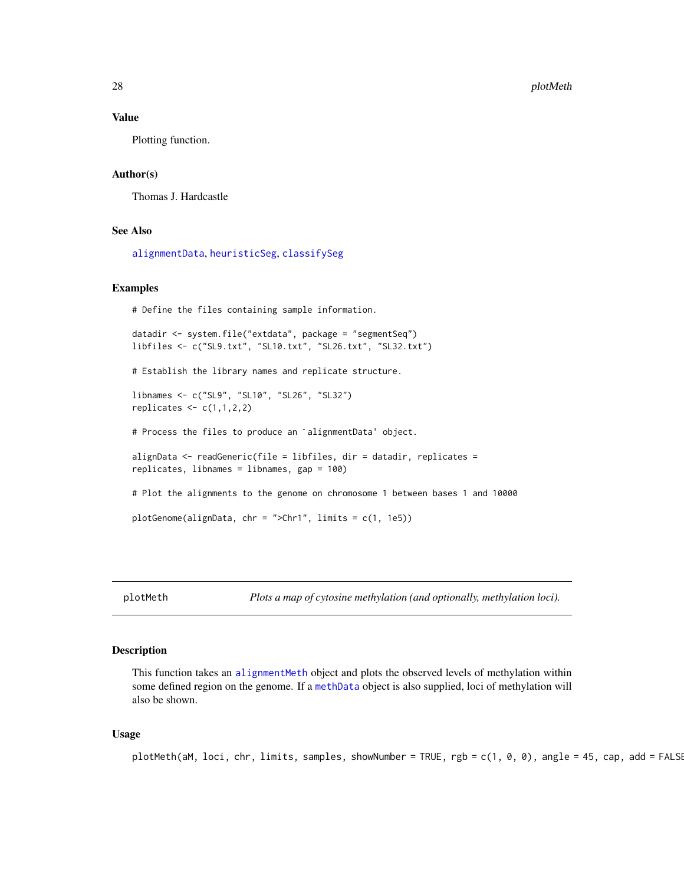### Value

Plotting function.

### Author(s)

Thomas J. Hardcastle

### See Also

alignmentData, heuristicSeg, classifySeg

### Examples

```
# Define the files containing sample information.

datadir <- system.file("extdata", package = "segmentSeq")
libfiles <- c("SL9.txt", "SL10.txt", "SL26.txt", "SL32.txt")

# Establish the library names and replicate structure.

libnames <- c("SL9", "SL10", "SL26", "SL32")
replicates <- c(1,1,2,2)

# Process the files to produce an `alignmentData' object.

alignData <- readGeneric(file = libfiles, dir = datadir, replicates =
replicates, libnames = libnames, gap = 100)

# Plot the alignments to the genome on chromosome 1 between bases 1 and 10000

plotGenome(alignData, chr = ">Chr1", limits = c(1, 1e5))
```

---

## plotMeth *Plots a map of cytosine methylation (and optionally, methylation loci).*

### Description

This function takes an alignmentMeth object and plots the observed levels of methylation within some defined region on the genome. If a methData object is also supplied, loci of methylation will also be shown.

### Usage

```
plotMeth(aM, loci, chr, limits, samples, showNumber = TRUE, rgb = c(1, 0, 0), angle = 45, cap, add = FALSE
```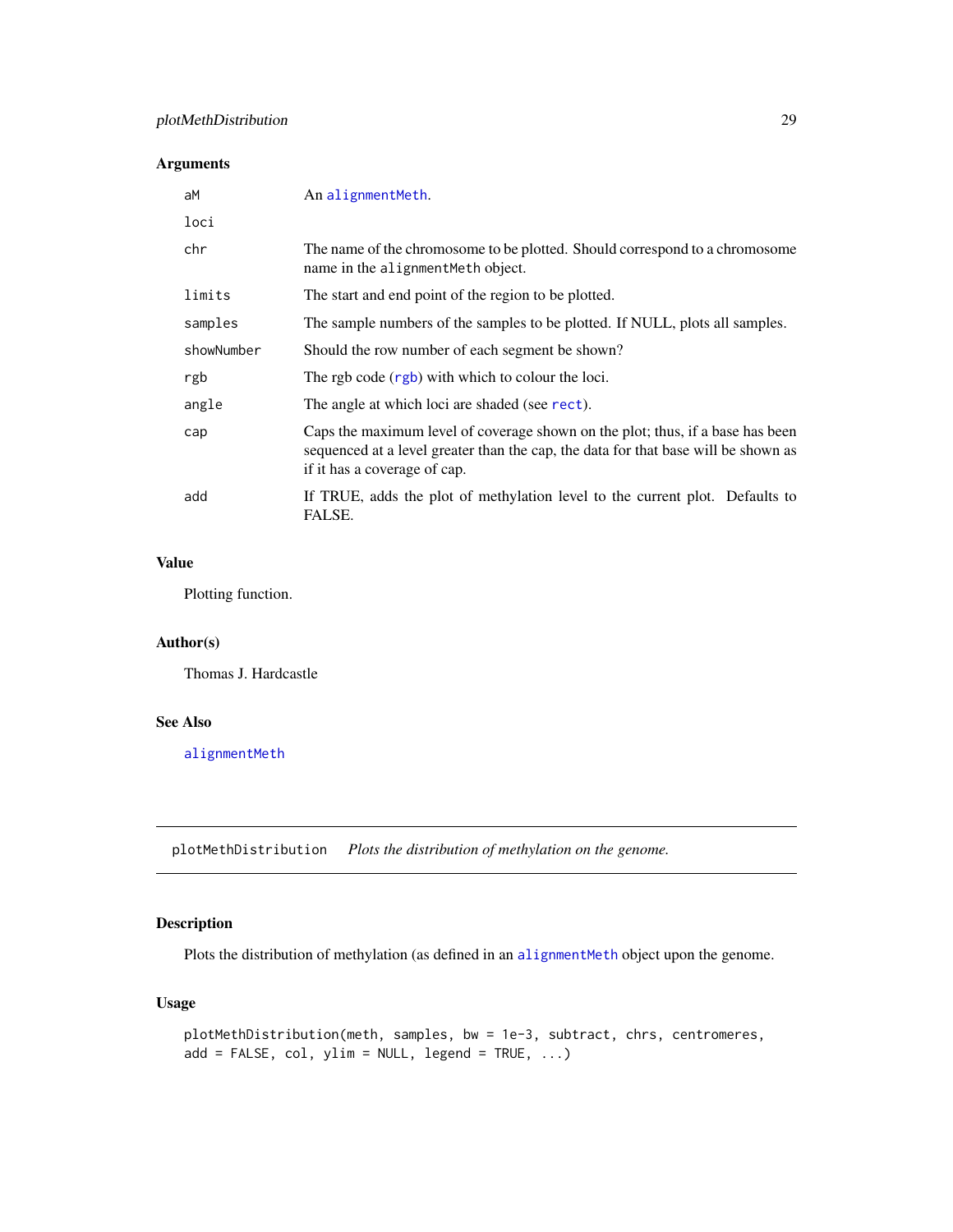### Arguments

| | |
|---|---|
| aM | An alignmentMeth. |
| loci | |
| chr | The name of the chromosome to be plotted. Should correspond to a chromosome name in the alignmentMeth object. |
| limits | The start and end point of the region to be plotted. |
| samples | The sample numbers of the samples to be plotted. If NULL, plots all samples. |
| showNumber | Should the row number of each segment be shown? |
| rgb | The rgb code (rgb) with which to colour the loci. |
| angle | The angle at which loci are shaded (see rect). |
| cap | Caps the maximum level of coverage shown on the plot; thus, if a base has been sequenced at a level greater than the cap, the data for that base will be shown as if it has a coverage of cap. |
| add | If TRUE, adds the plot of methylation level to the current plot. Defaults to FALSE. |

### Value

Plotting function.

### Author(s)

Thomas J. Hardcastle

### See Also

alignmentMeth

---

## plotMethDistribution    *Plots the distribution of methylation on the genome.*

---

### Description

Plots the distribution of methylation (as defined in an alignmentMeth object upon the genome.

### Usage

```
plotMethDistribution(meth, samples, bw = 1e-3, subtract, chrs, centromeres,
add = FALSE, col, ylim = NULL, legend = TRUE, ...)
```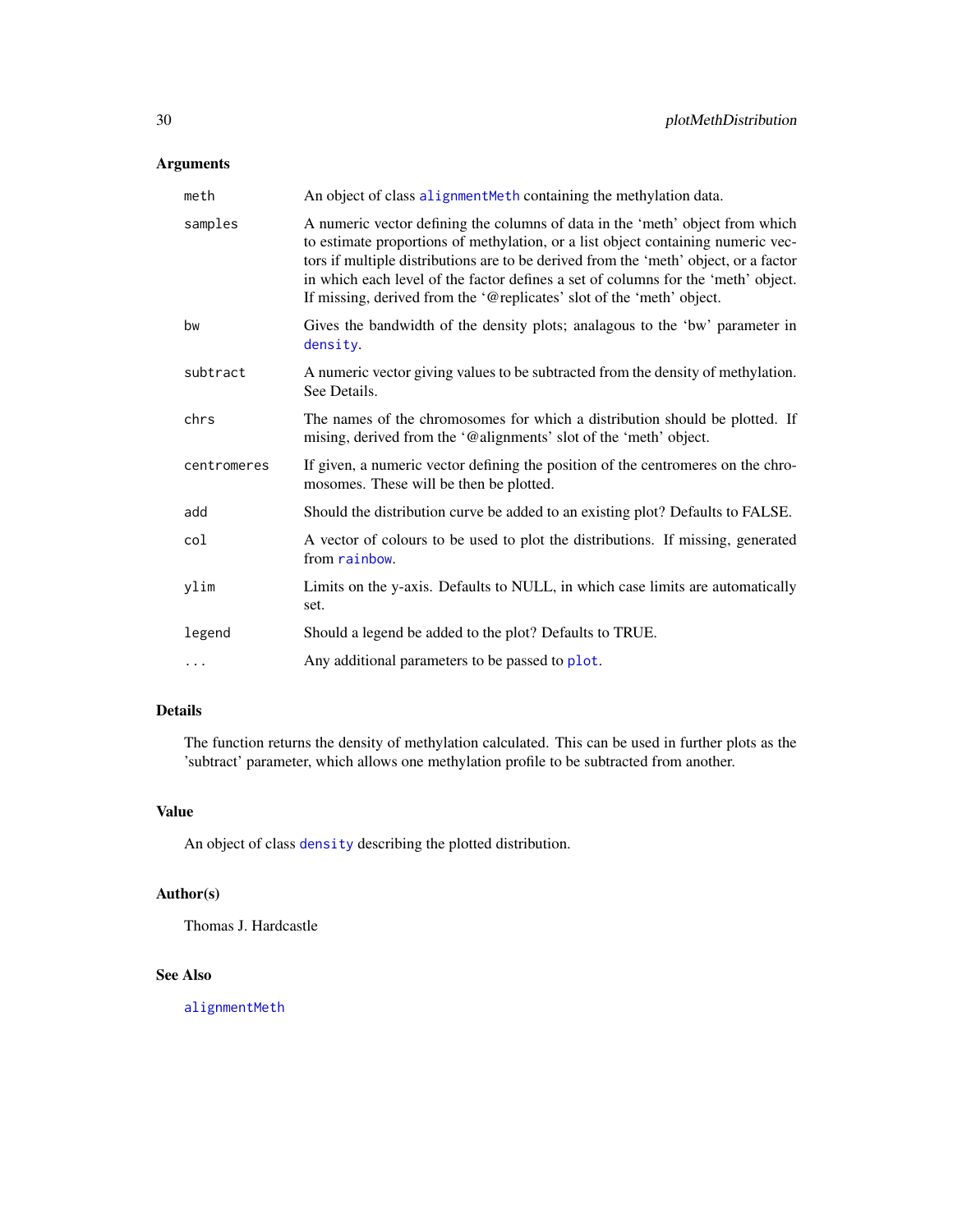### Arguments

| | |
|---|---|
| `meth` | An object of class `alignmentMeth` containing the methylation data. |
| `samples` | A numeric vector defining the columns of data in the 'meth' object from which to estimate proportions of methylation, or a list object containing numeric vectors if multiple distributions are to be derived from the 'meth' object, or a factor in which each level of the factor defines a set of columns for the 'meth' object. If missing, derived from the '@replicates' slot of the 'meth' object. |
| `bw` | Gives the bandwidth of the density plots; analagous to the 'bw' parameter in `density`. |
| `subtract` | A numeric vector giving values to be subtracted from the density of methylation. See Details. |
| `chrs` | The names of the chromosomes for which a distribution should be plotted. If mising, derived from the '@alignments' slot of the 'meth' object. |
| `centromeres` | If given, a numeric vector defining the position of the centromeres on the chromosomes. These will be then be plotted. |
| `add` | Should the distribution curve be added to an existing plot? Defaults to FALSE. |
| `col` | A vector of colours to be used to plot the distributions. If missing, generated from `rainbow`. |
| `ylim` | Limits on the y-axis. Defaults to NULL, in which case limits are automatically set. |
| `legend` | Should a legend be added to the plot? Defaults to TRUE. |
| `...` | Any additional parameters to be passed to `plot`. |

### Details

The function returns the density of methylation calculated. This can be used in further plots as the 'subtract' parameter, which allows one methylation profile to be subtracted from another.

### Value

An object of class `density` describing the plotted distribution.

### Author(s)

Thomas J. Hardcastle

### See Also

`alignmentMeth`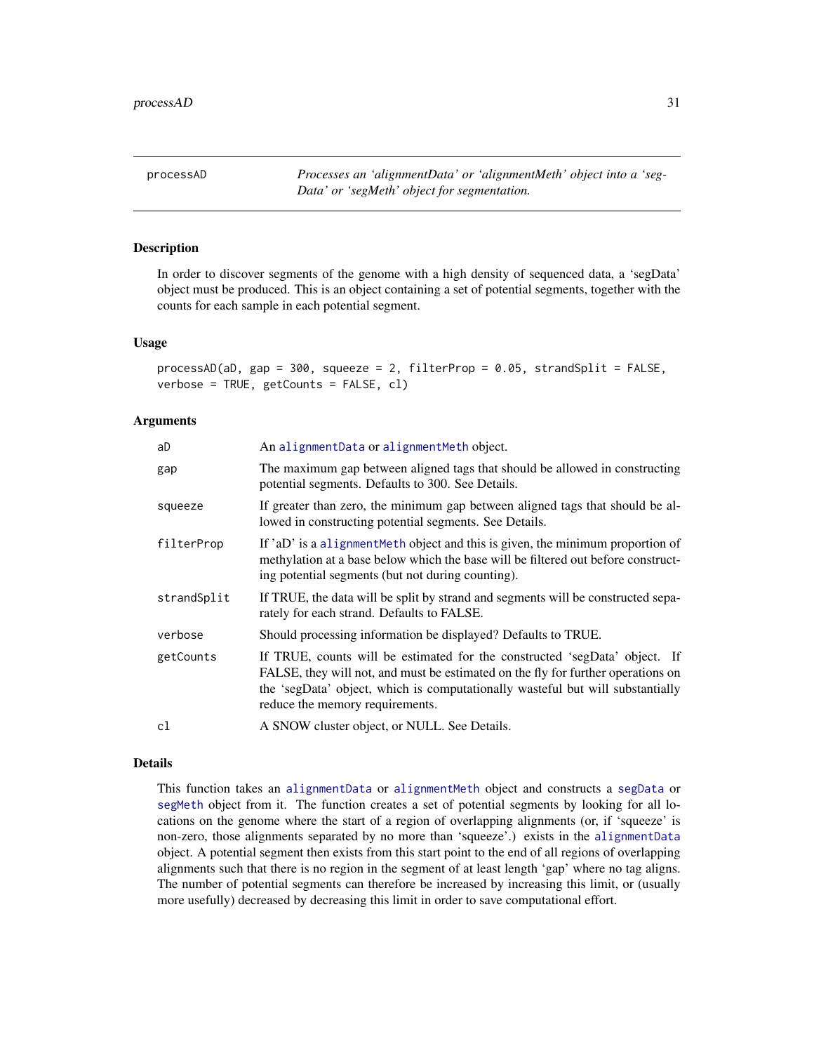# processAD

*Processes an 'alignmentData' or 'alignmentMeth' object into a 'segData' or 'segMeth' object for segmentation.*

## Description

In order to discover segments of the genome with a high density of sequenced data, a 'segData' object must be produced. This is an object containing a set of potential segments, together with the counts for each sample in each potential segment.

## Usage

```
processAD(aD, gap = 300, squeeze = 2, filterProp = 0.05, strandSplit = FALSE,
verbose = TRUE, getCounts = FALSE, cl)
```

## Arguments

| | |
|---|---|
| `aD` | An `alignmentData` or `alignmentMeth` object. |
| `gap` | The maximum gap between aligned tags that should be allowed in constructing potential segments. Defaults to 300. See Details. |
| `squeeze` | If greater than zero, the minimum gap between aligned tags that should be allowed in constructing potential segments. See Details. |
| `filterProp` | If 'aD' is a `alignmentMeth` object and this is given, the minimum proportion of methylation at a base below which the base will be filtered out before constructing potential segments (but not during counting). |
| `strandSplit` | If TRUE, the data will be split by strand and segments will be constructed separately for each strand. Defaults to FALSE. |
| `verbose` | Should processing information be displayed? Defaults to TRUE. |
| `getCounts` | If TRUE, counts will be estimated for the constructed 'segData' object. If FALSE, they will not, and must be estimated on the fly for further operations on the 'segData' object, which is computationally wasteful but will substantially reduce the memory requirements. |
| `cl` | A SNOW cluster object, or NULL. See Details. |

## Details

This function takes an `alignmentData` or `alignmentMeth` object and constructs a `segData` or `segMeth` object from it. The function creates a set of potential segments by looking for all locations on the genome where the start of a region of overlapping alignments (or, if 'squeeze' is non-zero, those alignments separated by no more than 'squeeze'.) exists in the `alignmentData` object. A potential segment then exists from this start point to the end of all regions of overlapping alignments such that there is no region in the segment of at least length 'gap' where no tag aligns. The number of potential segments can therefore be increased by increasing this limit, or (usually more usefully) decreased by decreasing this limit in order to save computational effort.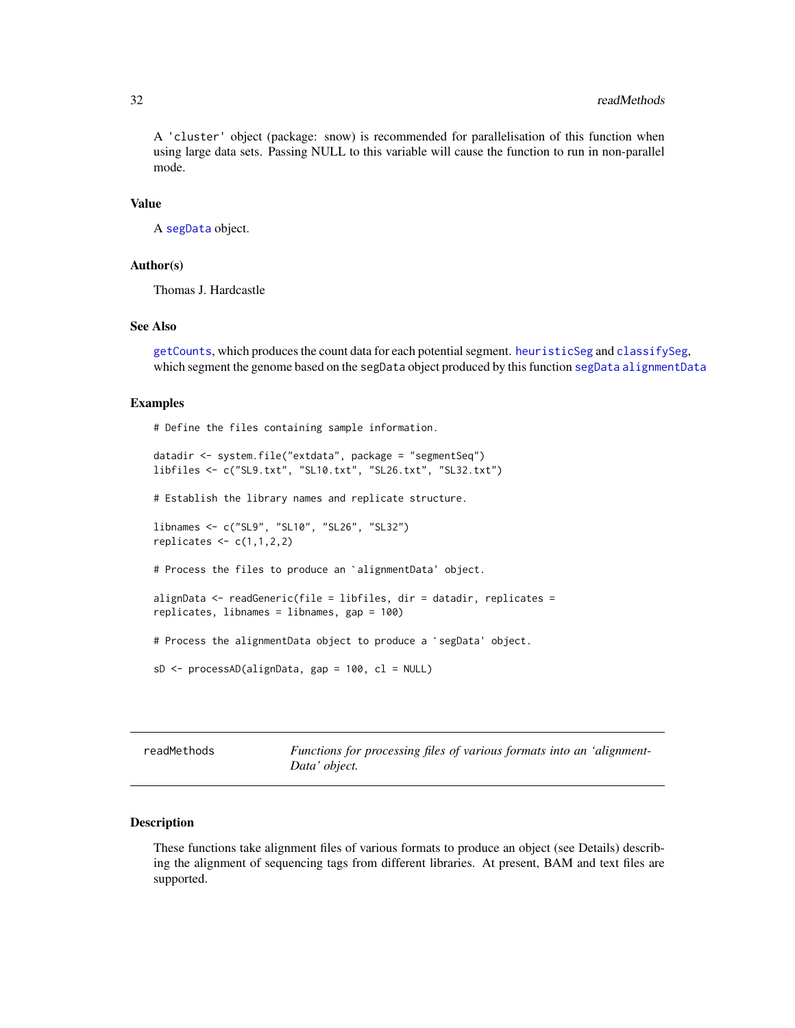A 'cluster' object (package: snow) is recommended for parallelisation of this function when using large data sets. Passing NULL to this variable will cause the function to run in non-parallel mode.

### Value

A segData object.

### Author(s)

Thomas J. Hardcastle

### See Also

getCounts, which produces the count data for each potential segment. heuristicSeg and classifySeg, which segment the genome based on the segData object produced by this function segData alignmentData

### Examples

```
# Define the files containing sample information.

datadir <- system.file("extdata", package = "segmentSeq")
libfiles <- c("SL9.txt", "SL10.txt", "SL26.txt", "SL32.txt")

# Establish the library names and replicate structure.

libnames <- c("SL9", "SL10", "SL26", "SL32")
replicates <- c(1,1,2,2)

# Process the files to produce an `alignmentData' object.

alignData <- readGeneric(file = libfiles, dir = datadir, replicates =
replicates, libnames = libnames, gap = 100)

# Process the alignmentData object to produce a `segData' object.

sD <- processAD(alignData, gap = 100, cl = NULL)
```

---

## readMethods — *Functions for processing files of various formats into an 'alignmentData' object.*

---

### Description

These functions take alignment files of various formats to produce an object (see Details) describing the alignment of sequencing tags from different libraries. At present, BAM and text files are supported.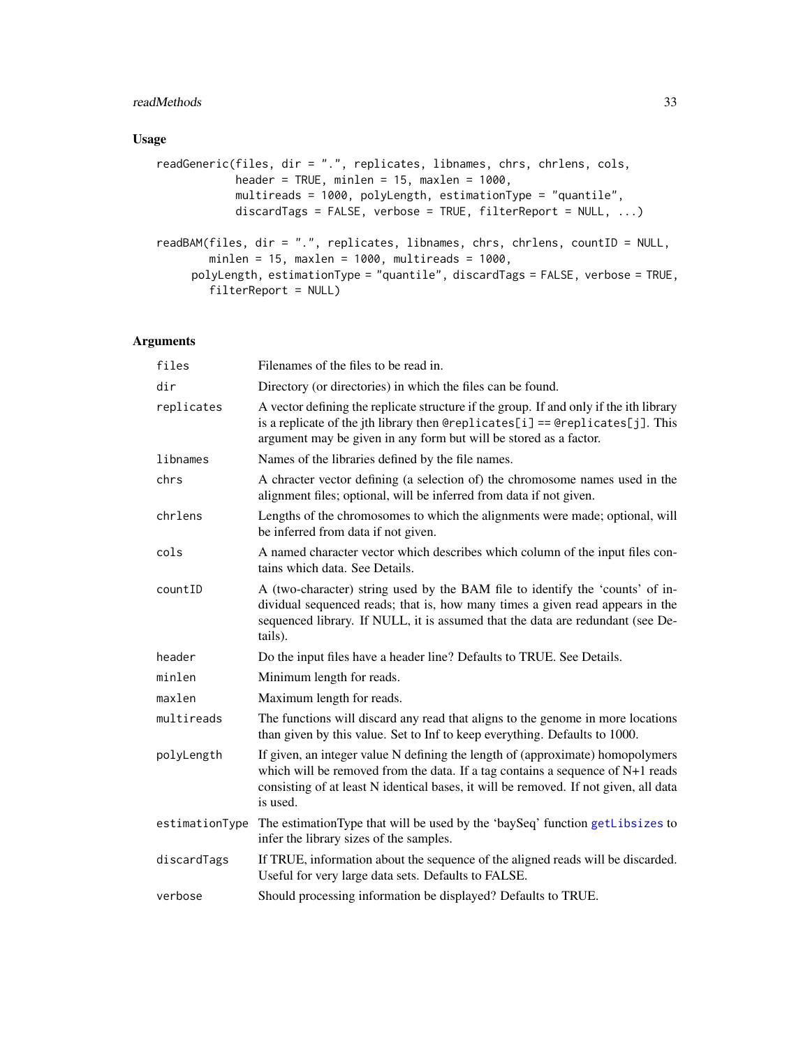## Usage

```
readGeneric(files, dir = ".", replicates, libnames, chrs, chrlens, cols,
            header = TRUE, minlen = 15, maxlen = 1000,
            multireads = 1000, polyLength, estimationType = "quantile",
            discardTags = FALSE, verbose = TRUE, filterReport = NULL, ...)

readBAM(files, dir = ".", replicates, libnames, chrs, chrlens, countID = NULL,
        minlen = 15, maxlen = 1000, multireads = 1000,
      polyLength, estimationType = "quantile", discardTags = FALSE, verbose = TRUE,
        filterReport = NULL)
```

## Arguments

| Argument | Description |
|---|---|
| files | Filenames of the files to be read in. |
| dir | Directory (or directories) in which the files can be found. |
| replicates | A vector defining the replicate structure if the group. If and only if the ith library is a replicate of the jth library then @replicates[i] == @replicates[j]. This argument may be given in any form but will be stored as a factor. |
| libnames | Names of the libraries defined by the file names. |
| chrs | A chracter vector defining (a selection of) the chromosome names used in the alignment files; optional, will be inferred from data if not given. |
| chrlens | Lengths of the chromosomes to which the alignments were made; optional, will be inferred from data if not given. |
| cols | A named character vector which describes which column of the input files contains which data. See Details. |
| countID | A (two-character) string used by the BAM file to identify the 'counts' of individual sequenced reads; that is, how many times a given read appears in the sequenced library. If NULL, it is assumed that the data are redundant (see Details). |
| header | Do the input files have a header line? Defaults to TRUE. See Details. |
| minlen | Minimum length for reads. |
| maxlen | Maximum length for reads. |
| multireads | The functions will discard any read that aligns to the genome in more locations than given by this value. Set to Inf to keep everything. Defaults to 1000. |
| polyLength | If given, an integer value N defining the length of (approximate) homopolymers which will be removed from the data. If a tag contains a sequence of N+1 reads consisting of at least N identical bases, it will be removed. If not given, all data is used. |
| estimationType | The estimationType that will be used by the 'baySeq' function getLibsizes to infer the library sizes of the samples. |
| discardTags | If TRUE, information about the sequence of the aligned reads will be discarded. Useful for very large data sets. Defaults to FALSE. |
| verbose | Should processing information be displayed? Defaults to TRUE. |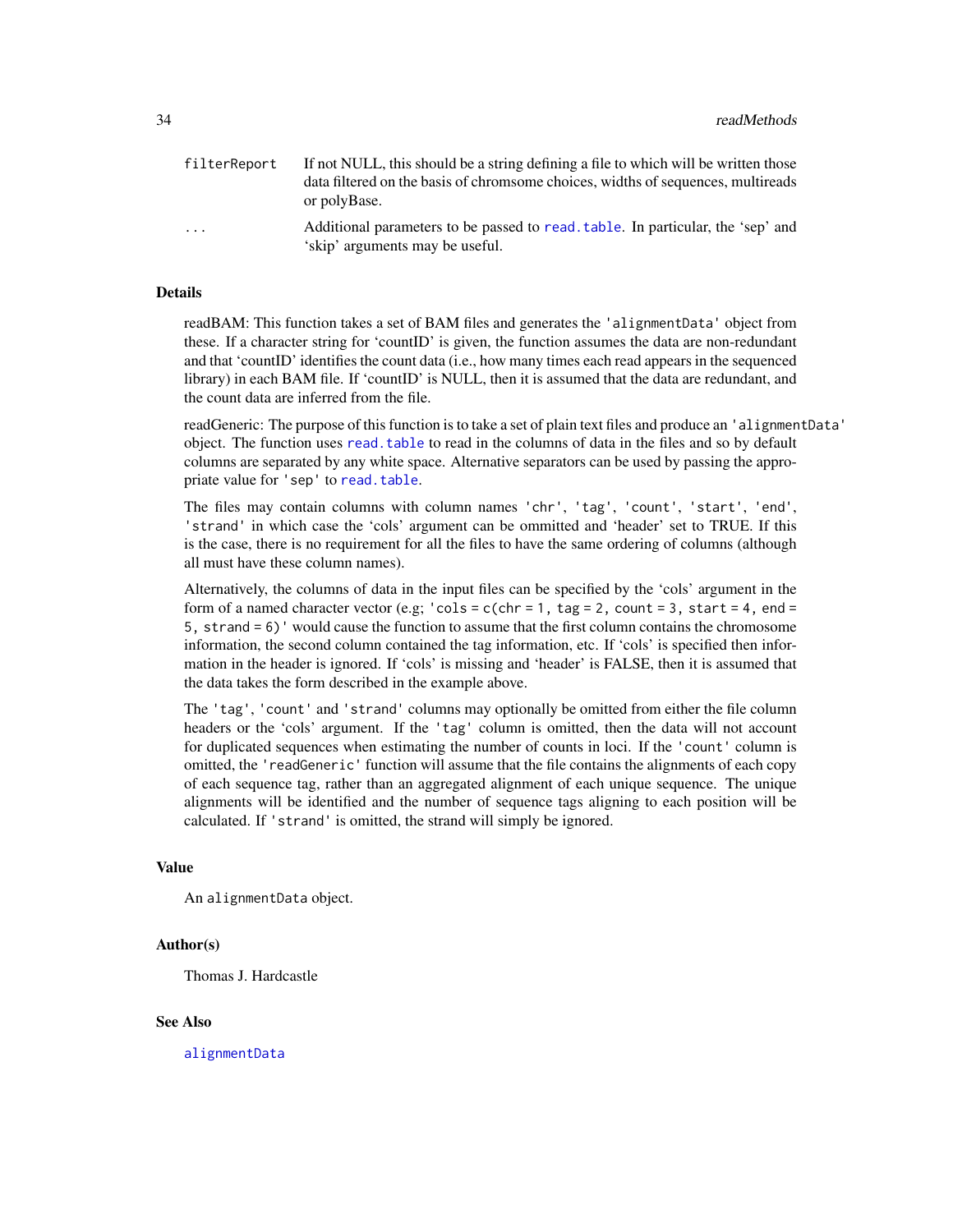| | |
|---|---|
| `filterReport` | If not NULL, this should be a string defining a file to which will be written those data filtered on the basis of chromsome choices, widths of sequences, multireads or polyBase. |
| `...` | Additional parameters to be passed to `read.table`. In particular, the 'sep' and 'skip' arguments may be useful. |

## Details

readBAM: This function takes a set of BAM files and generates the `'alignmentData'` object from these. If a character string for 'countID' is given, the function assumes the data are non-redundant and that 'countID' identifies the count data (i.e., how many times each read appears in the sequenced library) in each BAM file. If 'countID' is NULL, then it is assumed that the data are redundant, and the count data are inferred from the file.

readGeneric: The purpose of this function is to take a set of plain text files and produce an `'alignmentData'` object. The function uses `read.table` to read in the columns of data in the files and so by default columns are separated by any white space. Alternative separators can be used by passing the appropriate value for `'sep'` to `read.table`.

The files may contain columns with column names `'chr'`, `'tag'`, `'count'`, `'start'`, `'end'`, `'strand'` in which case the 'cols' argument can be ommitted and 'header' set to TRUE. If this is the case, there is no requirement for all the files to have the same ordering of columns (although all must have these column names).

Alternatively, the columns of data in the input files can be specified by the 'cols' argument in the form of a named character vector (e.g; `'cols = c(chr = 1, tag = 2, count = 3, start = 4, end = 5, strand = 6)'` would cause the function to assume that the first column contains the chromosome information, the second column contained the tag information, etc. If 'cols' is specified then information in the header is ignored. If 'cols' is missing and 'header' is FALSE, then it is assumed that the data takes the form described in the example above.

The `'tag'`, `'count'` and `'strand'` columns may optionally be omitted from either the file column headers or the 'cols' argument. If the `'tag'` column is omitted, then the data will not account for duplicated sequences when estimating the number of counts in loci. If the `'count'` column is omitted, the `'readGeneric'` function will assume that the file contains the alignments of each copy of each sequence tag, rather than an aggregated alignment of each unique sequence. The unique alignments will be identified and the number of sequence tags aligning to each position will be calculated. If `'strand'` is omitted, the strand will simply be ignored.

## Value

An `alignmentData` object.

## Author(s)

Thomas J. Hardcastle

## See Also

`alignmentData`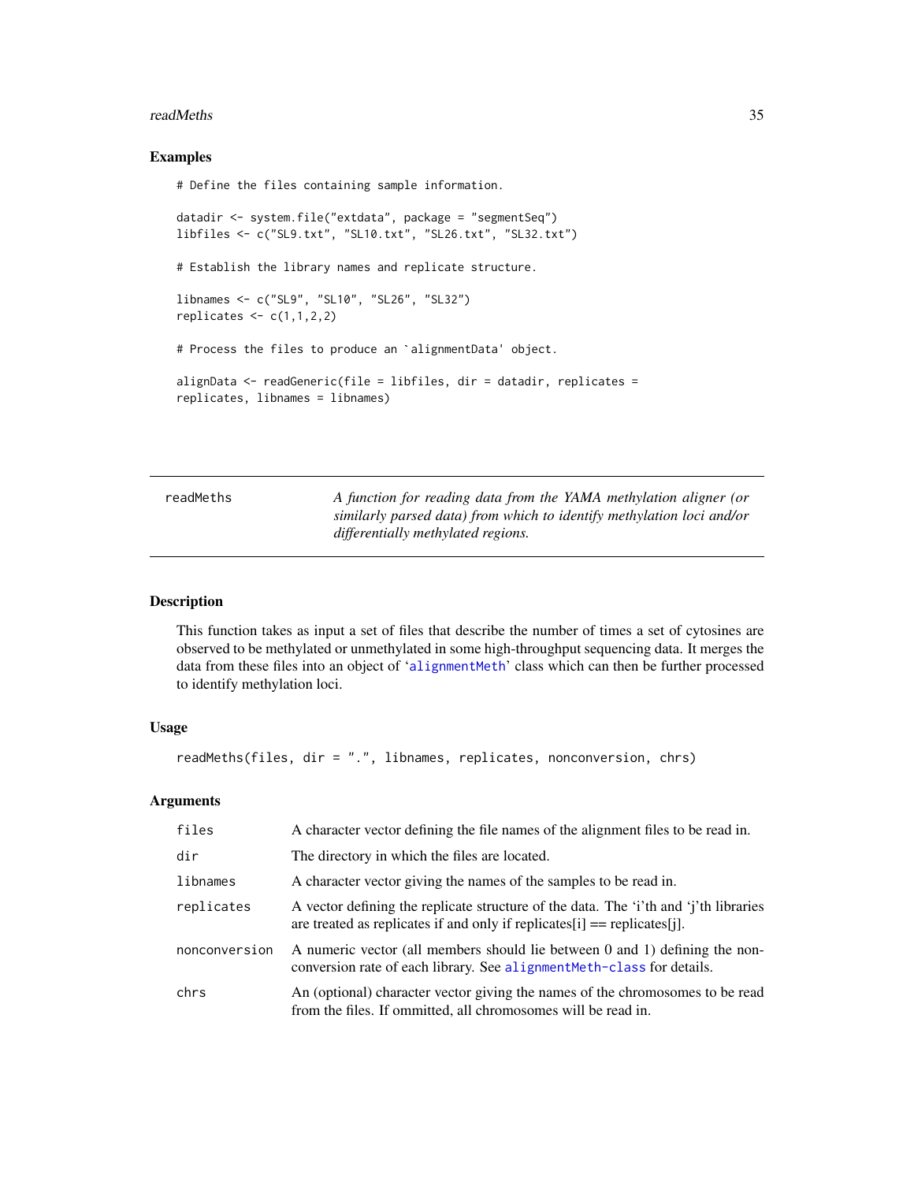## Examples

```
# Define the files containing sample information.

datadir <- system.file("extdata", package = "segmentSeq")
libfiles <- c("SL9.txt", "SL10.txt", "SL26.txt", "SL32.txt")

# Establish the library names and replicate structure.

libnames <- c("SL9", "SL10", "SL26", "SL32")
replicates <- c(1,1,2,2)

# Process the files to produce an `alignmentData' object.

alignData <- readGeneric(file = libfiles, dir = datadir, replicates =
replicates, libnames = libnames)
```

---

# readMeths

*A function for reading data from the YAMA methylation aligner (or similarly parsed data) from which to identify methylation loci and/or differentially methylated regions.*

---

## Description

This function takes as input a set of files that describe the number of times a set of cytosines are observed to be methylated or unmethylated in some high-throughput sequencing data. It merges the data from these files into an object of '`alignmentMeth`' class which can then be further processed to identify methylation loci.

## Usage

```
readMeths(files, dir = ".", libnames, replicates, nonconversion, chrs)
```

## Arguments

| | |
|---|---|
| `files` | A character vector defining the file names of the alignment files to be read in. |
| `dir` | The directory in which the files are located. |
| `libnames` | A character vector giving the names of the samples to be read in. |
| `replicates` | A vector defining the replicate structure of the data. The 'i'th and 'j'th libraries are treated as replicates if and only if replicates[i] == replicates[j]. |
| `nonconversion` | A numeric vector (all members should lie between 0 and 1) defining the non-conversion rate of each library. See `alignmentMeth-class` for details. |
| `chrs` | An (optional) character vector giving the names of the chromosomes to be read from the files. If ommitted, all chromosomes will be read in. |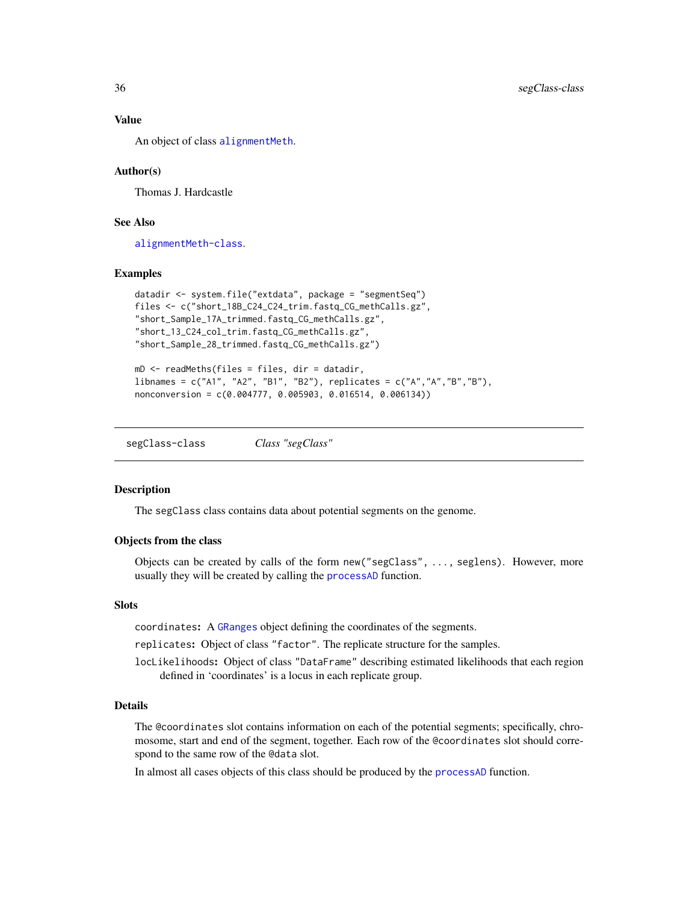### Value

An object of class `alignmentMeth`.

### Author(s)

Thomas J. Hardcastle

### See Also

`alignmentMeth-class`.

### Examples

```
datadir <- system.file("extdata", package = "segmentSeq")
files <- c("short_18B_C24_C24_trim.fastq_CG_methCalls.gz",
"short_Sample_17A_trimmed.fastq_CG_methCalls.gz",
"short_13_C24_col_trim.fastq_CG_methCalls.gz",
"short_Sample_28_trimmed.fastq_CG_methCalls.gz")

mD <- readMeths(files = files, dir = datadir,
libnames = c("A1", "A2", "B1", "B2"), replicates = c("A","A","B","B"),
nonconversion = c(0.004777, 0.005903, 0.016514, 0.006134))
```

---

## segClass-class — *Class "segClass"*

### Description

The `segClass` class contains data about potential segments on the genome.

### Objects from the class

Objects can be created by calls of the form `new("segClass", ..., seglens)`. However, more usually they will be created by calling the `processAD` function.

### Slots

`coordinates`: A `GRanges` object defining the coordinates of the segments.

`replicates`: Object of class `"factor"`. The replicate structure for the samples.

`locLikelihoods`: Object of class `"DataFrame"` describing estimated likelihoods that each region defined in 'coordinates' is a locus in each replicate group.

### Details

The `@coordinates` slot contains information on each of the potential segments; specifically, chromosome, start and end of the segment, together. Each row of the `@coordinates` slot should correspond to the same row of the `@data` slot.

In almost all cases objects of this class should be produced by the `processAD` function.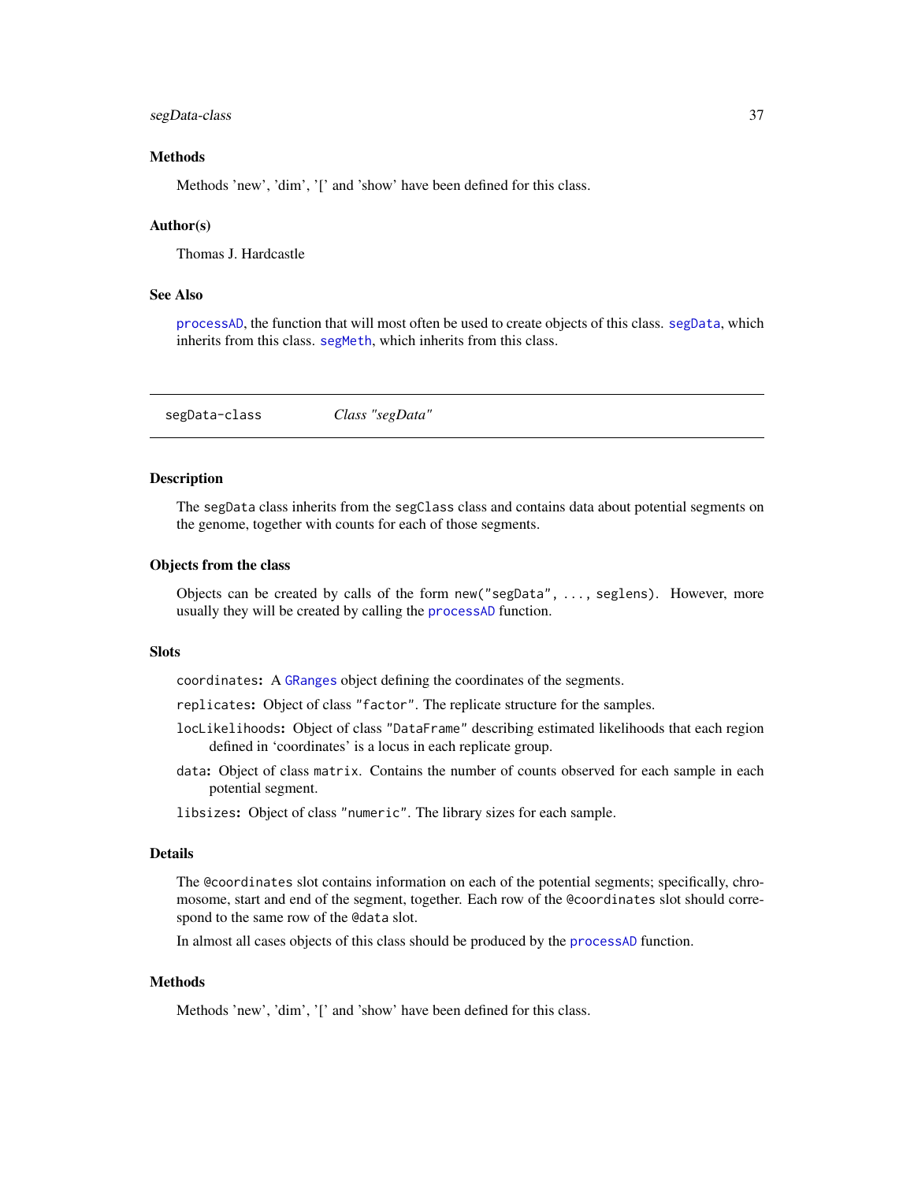### Methods

Methods 'new', 'dim', '[' and 'show' have been defined for this class.

### Author(s)

Thomas J. Hardcastle

### See Also

processAD, the function that will most often be used to create objects of this class. segData, which inherits from this class. segMeth, which inherits from this class.

---

## segData-class *Class "segData"*

---

### Description

The `segData` class inherits from the `segClass` class and contains data about potential segments on the genome, together with counts for each of those segments.

### Objects from the class

Objects can be created by calls of the form `new("segData", ..., seglens)`. However, more usually they will be created by calling the processAD function.

### Slots

`coordinates`: A GRanges object defining the coordinates of the segments.

`replicates`: Object of class `"factor"`. The replicate structure for the samples.

`locLikelihoods`: Object of class `"DataFrame"` describing estimated likelihoods that each region defined in 'coordinates' is a locus in each replicate group.

`data`: Object of class `matrix`. Contains the number of counts observed for each sample in each potential segment.

`libsizes`: Object of class `"numeric"`. The library sizes for each sample.

### Details

The `@coordinates` slot contains information on each of the potential segments; specifically, chromosome, start and end of the segment, together. Each row of the `@coordinates` slot should correspond to the same row of the `@data` slot.

In almost all cases objects of this class should be produced by the processAD function.

### Methods

Methods 'new', 'dim', '[' and 'show' have been defined for this class.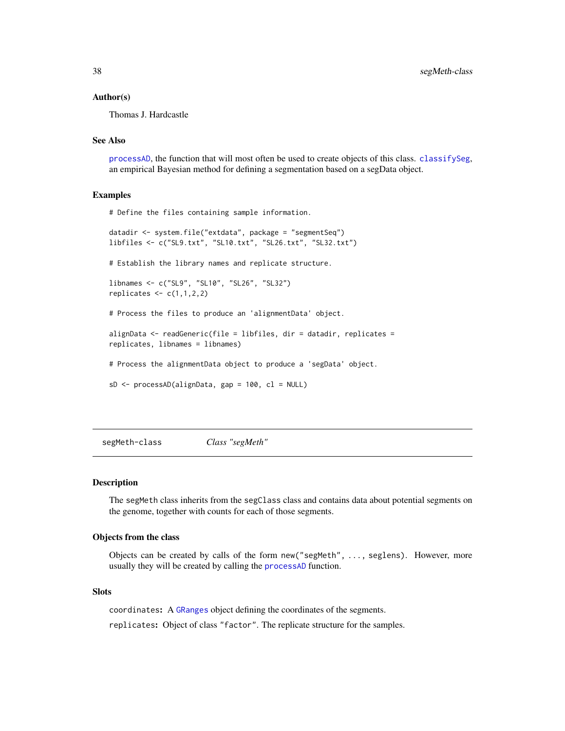### Author(s)

Thomas J. Hardcastle

### See Also

processAD, the function that will most often be used to create objects of this class. classifySeg, an empirical Bayesian method for defining a segmentation based on a segData object.

### Examples

```
# Define the files containing sample information.

datadir <- system.file("extdata", package = "segmentSeq")
libfiles <- c("SL9.txt", "SL10.txt", "SL26.txt", "SL32.txt")

# Establish the library names and replicate structure.

libnames <- c("SL9", "SL10", "SL26", "SL32")
replicates <- c(1,1,2,2)

# Process the files to produce an 'alignmentData' object.

alignData <- readGeneric(file = libfiles, dir = datadir, replicates =
replicates, libnames = libnames)

# Process the alignmentData object to produce a 'segData' object.

sD <- processAD(alignData, gap = 100, cl = NULL)
```

---

## segMeth-class *Class "segMeth"*

### Description

The segMeth class inherits from the segClass class and contains data about potential segments on the genome, together with counts for each of those segments.

### Objects from the class

Objects can be created by calls of the form `new("segMeth", ..., seglens)`. However, more usually they will be created by calling the processAD function.

### Slots

`coordinates`: A GRanges object defining the coordinates of the segments.

`replicates`: Object of class "factor". The replicate structure for the samples.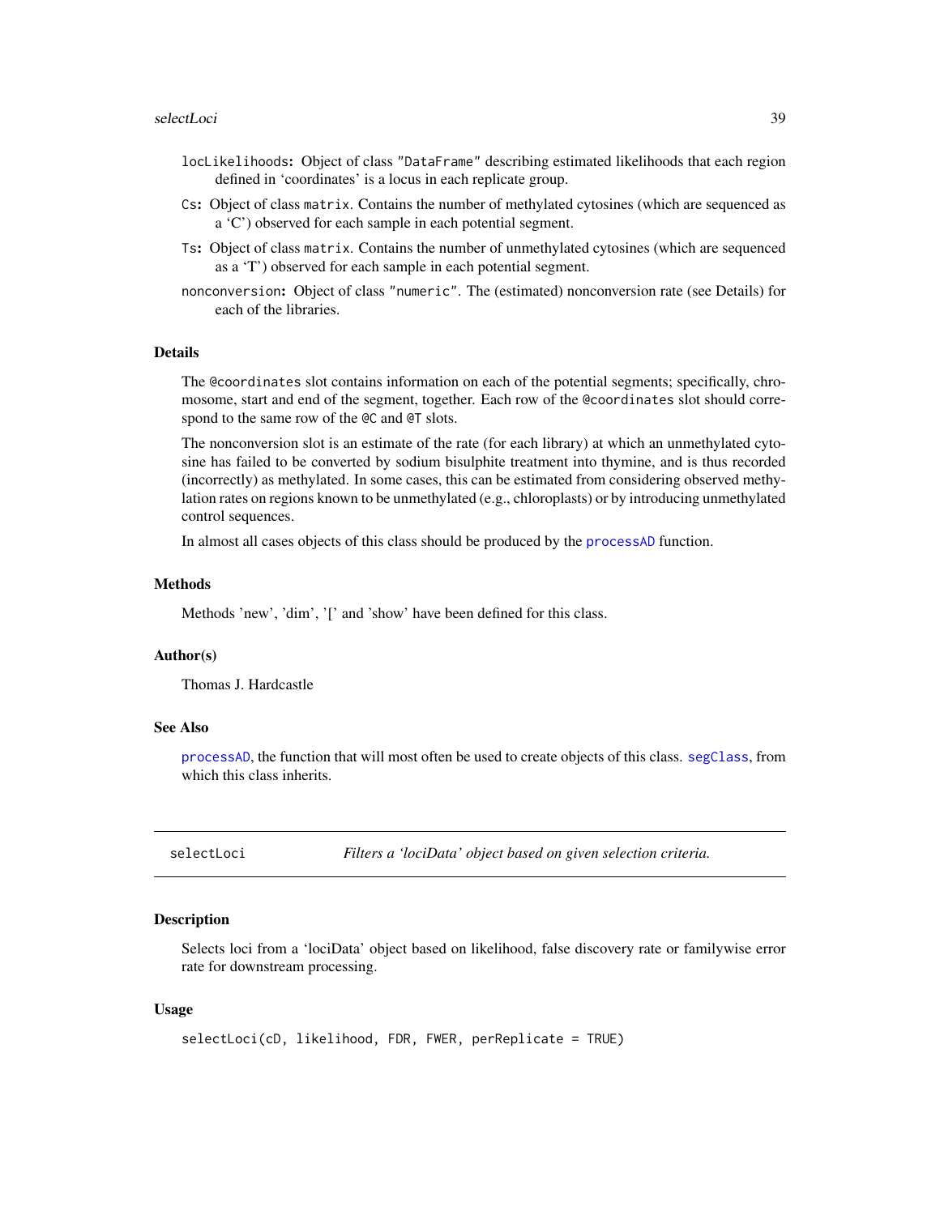`locLikelihoods`: Object of class "DataFrame" describing estimated likelihoods that each region defined in 'coordinates' is a locus in each replicate group.

`Cs`: Object of class `matrix`. Contains the number of methylated cytosines (which are sequenced as a 'C') observed for each sample in each potential segment.

`Ts`: Object of class `matrix`. Contains the number of unmethylated cytosines (which are sequenced as a 'T') observed for each sample in each potential segment.

`nonconversion`: Object of class "numeric". The (estimated) nonconversion rate (see Details) for each of the libraries.

### Details

The `@coordinates` slot contains information on each of the potential segments; specifically, chromosome, start and end of the segment, together. Each row of the `@coordinates` slot should correspond to the same row of the `@C` and `@T` slots.

The nonconversion slot is an estimate of the rate (for each library) at which an unmethylated cytosine has failed to be converted by sodium bisulphite treatment into thymine, and is thus recorded (incorrectly) as methylated. In some cases, this can be estimated from considering observed methylation rates on regions known to be unmethylated (e.g., chloroplasts) or by introducing unmethylated control sequences.

In almost all cases objects of this class should be produced by the `processAD` function.

### Methods

Methods 'new', 'dim', '[' and 'show' have been defined for this class.

### Author(s)

Thomas J. Hardcastle

### See Also

`processAD`, the function that will most often be used to create objects of this class. `segClass`, from which this class inherits.

---

## selectLoci — *Filters a 'lociData' object based on given selection criteria.*

### Description

Selects loci from a 'lociData' object based on likelihood, false discovery rate or familywise error rate for downstream processing.

### Usage

```
selectLoci(cD, likelihood, FDR, FWER, perReplicate = TRUE)
```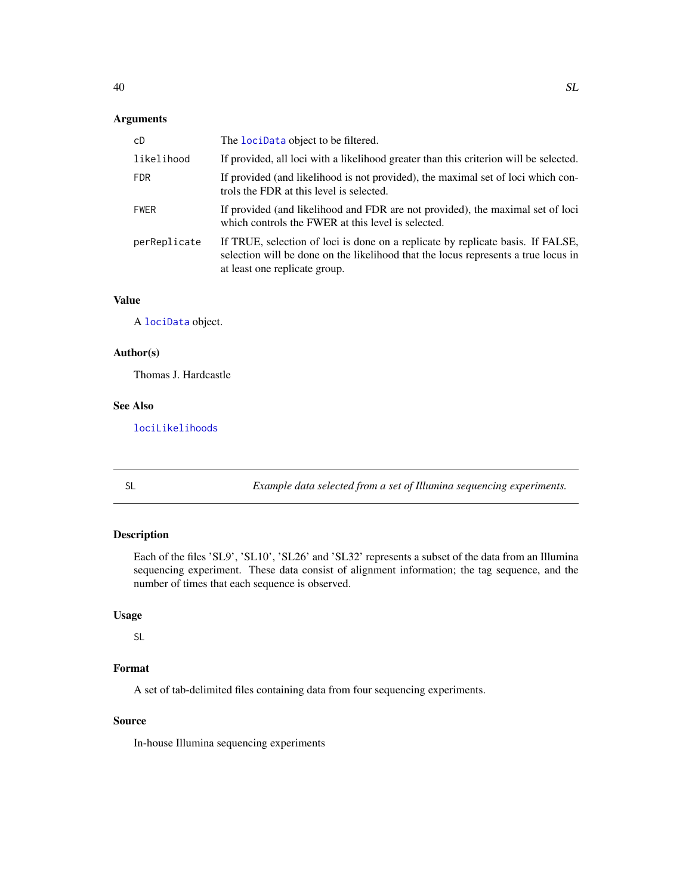## Arguments

| | |
|---|---|
| cD | The lociData object to be filtered. |
| likelihood | If provided, all loci with a likelihood greater than this criterion will be selected. |
| FDR | If provided (and likelihood is not provided), the maximal set of loci which controls the FDR at this level is selected. |
| FWER | If provided (and likelihood and FDR are not provided), the maximal set of loci which controls the FWER at this level is selected. |
| perReplicate | If TRUE, selection of loci is done on a replicate by replicate basis. If FALSE, selection will be done on the likelihood that the locus represents a true locus in at least one replicate group. |

## Value

A lociData object.

## Author(s)

Thomas J. Hardcastle

## See Also

lociLikelihoods

---

SL *Example data selected from a set of Illumina sequencing experiments.*

---

## Description

Each of the files 'SL9', 'SL10', 'SL26' and 'SL32' represents a subset of the data from an Illumina sequencing experiment. These data consist of alignment information; the tag sequence, and the number of times that each sequence is observed.

## Usage

```
SL
```

## Format

A set of tab-delimited files containing data from four sequencing experiments.

## Source

In-house Illumina sequencing experiments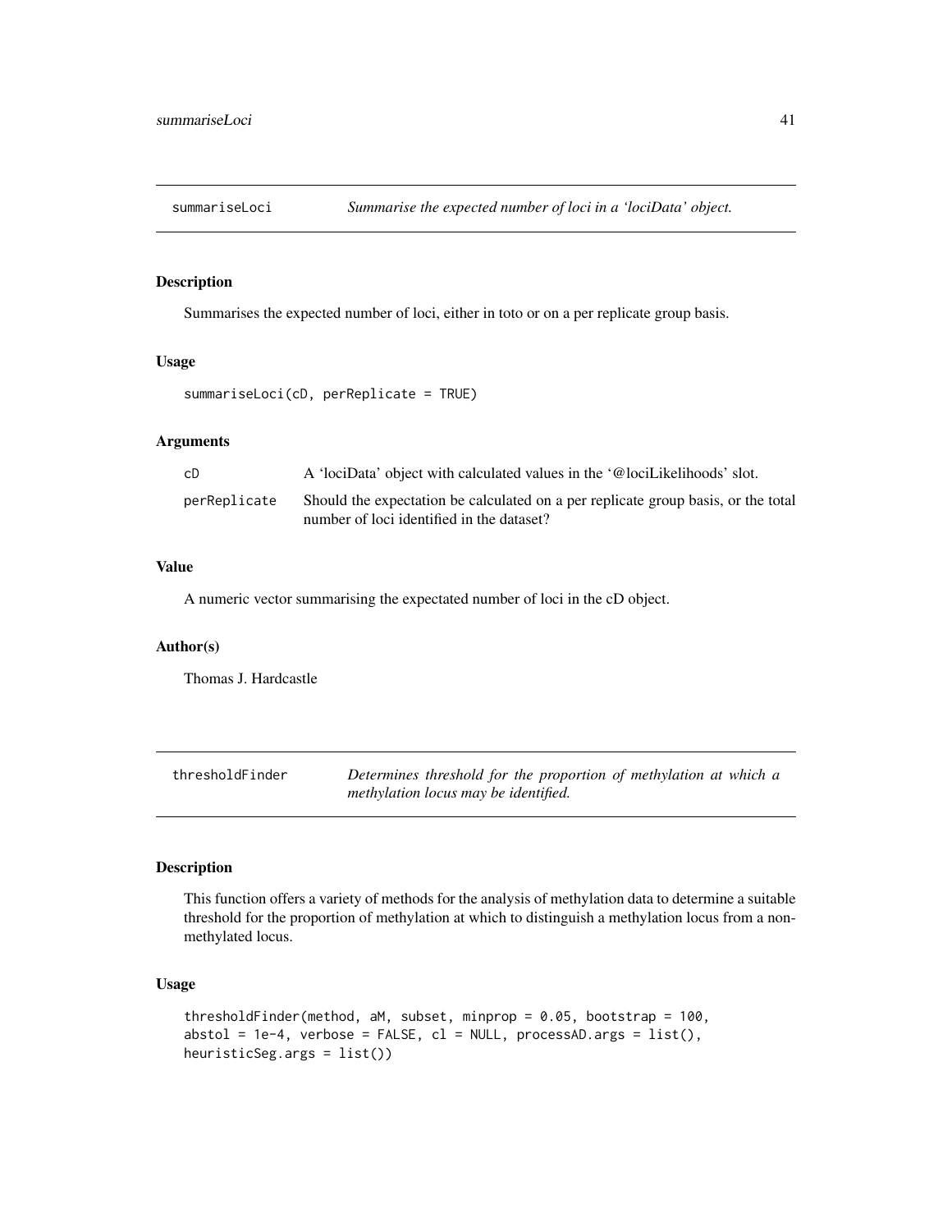## summariseLoci — *Summarise the expected number of loci in a 'lociData' object.*

### Description

Summarises the expected number of loci, either in toto or on a per replicate group basis.

### Usage

```
summariseLoci(cD, perReplicate = TRUE)
```

### Arguments

| | |
|---|---|
| cD | A 'lociData' object with calculated values in the '@lociLikelihoods' slot. |
| perReplicate | Should the expectation be calculated on a per replicate group basis, or the total number of loci identified in the dataset? |

### Value

A numeric vector summarising the expectated number of loci in the cD object.

### Author(s)

Thomas J. Hardcastle

## thresholdFinder — *Determines threshold for the proportion of methylation at which a methylation locus may be identified.*

### Description

This function offers a variety of methods for the analysis of methylation data to determine a suitable threshold for the proportion of methylation at which to distinguish a methylation locus from a non-methylated locus.

### Usage

```
thresholdFinder(method, aM, subset, minprop = 0.05, bootstrap = 100,
abstol = 1e-4, verbose = FALSE, cl = NULL, processAD.args = list(),
heuristicSeg.args = list())
```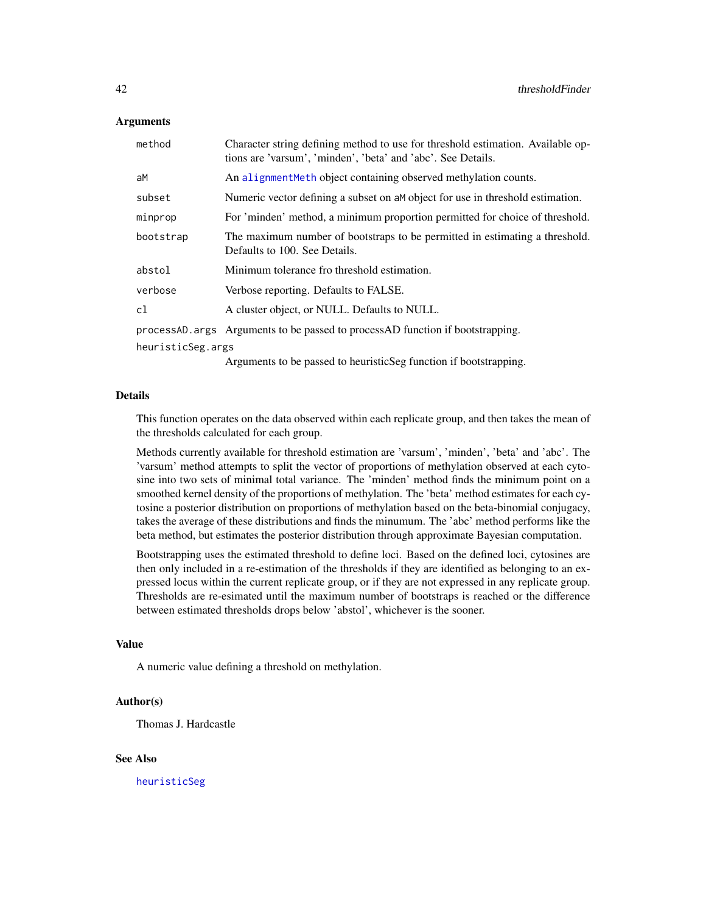### Arguments

| | |
|---|---|
| `method` | Character string defining method to use for threshold estimation. Available options are 'varsum', 'minden', 'beta' and 'abc'. See Details. |
| `aM` | An `alignmentMeth` object containing observed methylation counts. |
| `subset` | Numeric vector defining a subset on `aM` object for use in threshold estimation. |
| `minprop` | For 'minden' method, a minimum proportion permitted for choice of threshold. |
| `bootstrap` | The maximum number of bootstraps to be permitted in estimating a threshold. Defaults to 100. See Details. |
| `abstol` | Minimum tolerance fro threshold estimation. |
| `verbose` | Verbose reporting. Defaults to FALSE. |
| `cl` | A cluster object, or NULL. Defaults to NULL. |
| `processAD.args` | Arguments to be passed to processAD function if bootstrapping. |
| `heuristicSeg.args` | Arguments to be passed to heuristicSeg function if bootstrapping. |

### Details

This function operates on the data observed within each replicate group, and then takes the mean of the thresholds calculated for each group.

Methods currently available for threshold estimation are 'varsum', 'minden', 'beta' and 'abc'. The 'varsum' method attempts to split the vector of proportions of methylation observed at each cytosine into two sets of minimal total variance. The 'minden' method finds the minimum point on a smoothed kernel density of the proportions of methylation. The 'beta' method estimates for each cytosine a posterior distribution on proportions of methylation based on the beta-binomial conjugacy, takes the average of these distributions and finds the minumum. The 'abc' method performs like the beta method, but estimates the posterior distribution through approximate Bayesian computation.

Bootstrapping uses the estimated threshold to define loci. Based on the defined loci, cytosines are then only included in a re-estimation of the thresholds if they are identified as belonging to an expressed locus within the current replicate group, or if they are not expressed in any replicate group. Thresholds are re-esimated until the maximum number of bootstraps is reached or the difference between estimated thresholds drops below 'abstol', whichever is the sooner.

### Value

A numeric value defining a threshold on methylation.

### Author(s)

Thomas J. Hardcastle

### See Also

`heuristicSeg`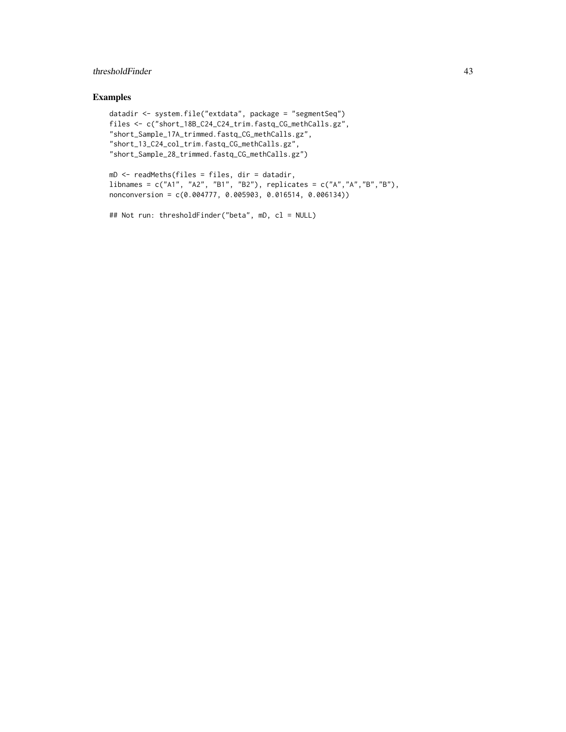## Examples

```
datadir <- system.file("extdata", package = "segmentSeq")
files <- c("short_18B_C24_C24_trim.fastq_CG_methCalls.gz",
"short_Sample_17A_trimmed.fastq_CG_methCalls.gz",
"short_13_C24_col_trim.fastq_CG_methCalls.gz",
"short_Sample_28_trimmed.fastq_CG_methCalls.gz")

mD <- readMeths(files = files, dir = datadir,
libnames = c("A1", "A2", "B1", "B2"), replicates = c("A","A","B","B"),
nonconversion = c(0.004777, 0.005903, 0.016514, 0.006134))

## Not run: thresholdFinder("beta", mD, cl = NULL)
```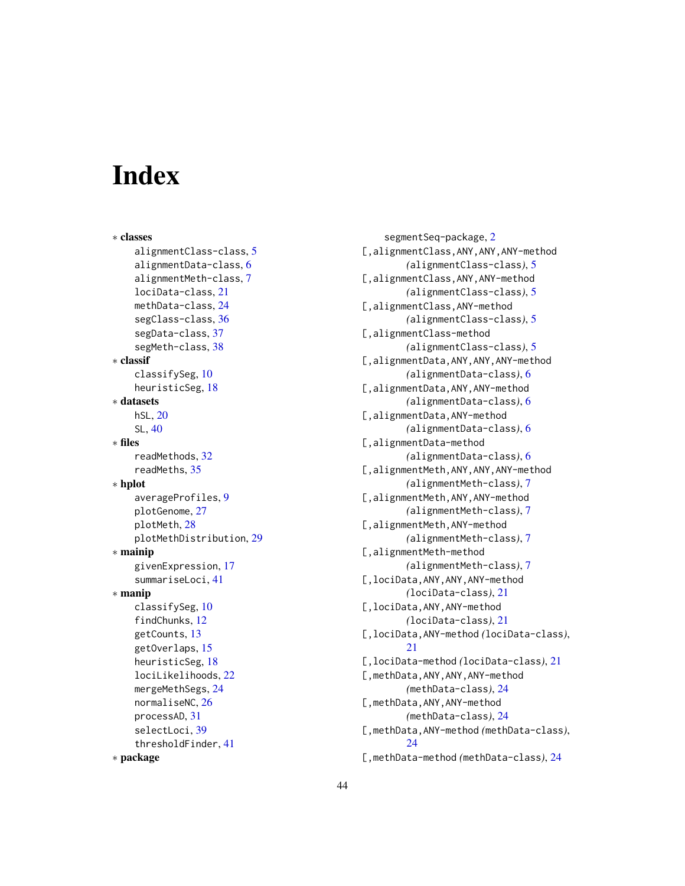# Index

* **classes**
  - alignmentClass-class, 5
  - alignmentData-class, 6
  - alignmentMeth-class, 7
  - lociData-class, 21
  - methData-class, 24
  - segClass-class, 36
  - segData-class, 37
  - segMeth-class, 38
* **classif**
  - classifySeg, 10
  - heuristicSeg, 18
* **datasets**
  - hSL, 20
  - SL, 40
* **files**
  - readMethods, 32
  - readMeths, 35
* **hplot**
  - averageProfiles, 9
  - plotGenome, 27
  - plotMeth, 28
  - plotMethDistribution, 29
* **mainip**
  - givenExpression, 17
  - summariseLoci, 41
* **manip**
  - classifySeg, 10
  - findChunks, 12
  - getCounts, 13
  - getOverlaps, 15
  - heuristicSeg, 18
  - lociLikelihoods, 22
  - mergeMethSegs, 24
  - normaliseNC, 26
  - processAD, 31
  - selectLoci, 39
  - thresholdFinder, 41
* **package**
  - segmentSeq-package, 2

[,alignmentClass,ANY,ANY,ANY-method *(alignmentClass-class)*, 5
[,alignmentClass,ANY,ANY-method *(alignmentClass-class)*, 5
[,alignmentClass,ANY-method *(alignmentClass-class)*, 5
[,alignmentClass-method *(alignmentClass-class)*, 5
[,alignmentData,ANY,ANY,ANY-method *(alignmentData-class)*, 6
[,alignmentData,ANY,ANY-method *(alignmentData-class)*, 6
[,alignmentData,ANY-method *(alignmentData-class)*, 6
[,alignmentData-method *(alignmentData-class)*, 6
[,alignmentMeth,ANY,ANY,ANY-method *(alignmentMeth-class)*, 7
[,alignmentMeth,ANY,ANY-method *(alignmentMeth-class)*, 7
[,alignmentMeth,ANY-method *(alignmentMeth-class)*, 7
[,alignmentMeth-method *(alignmentMeth-class)*, 7
[,lociData,ANY,ANY,ANY-method *(lociData-class)*, 21
[,lociData,ANY,ANY-method *(lociData-class)*, 21
[,lociData,ANY-method *(lociData-class)*, 21
[,lociData-method *(lociData-class)*, 21
[,methData,ANY,ANY,ANY-method *(methData-class)*, 24
[,methData,ANY,ANY-method *(methData-class)*, 24
[,methData,ANY-method *(methData-class)*, 24
[,methData-method *(methData-class)*, 24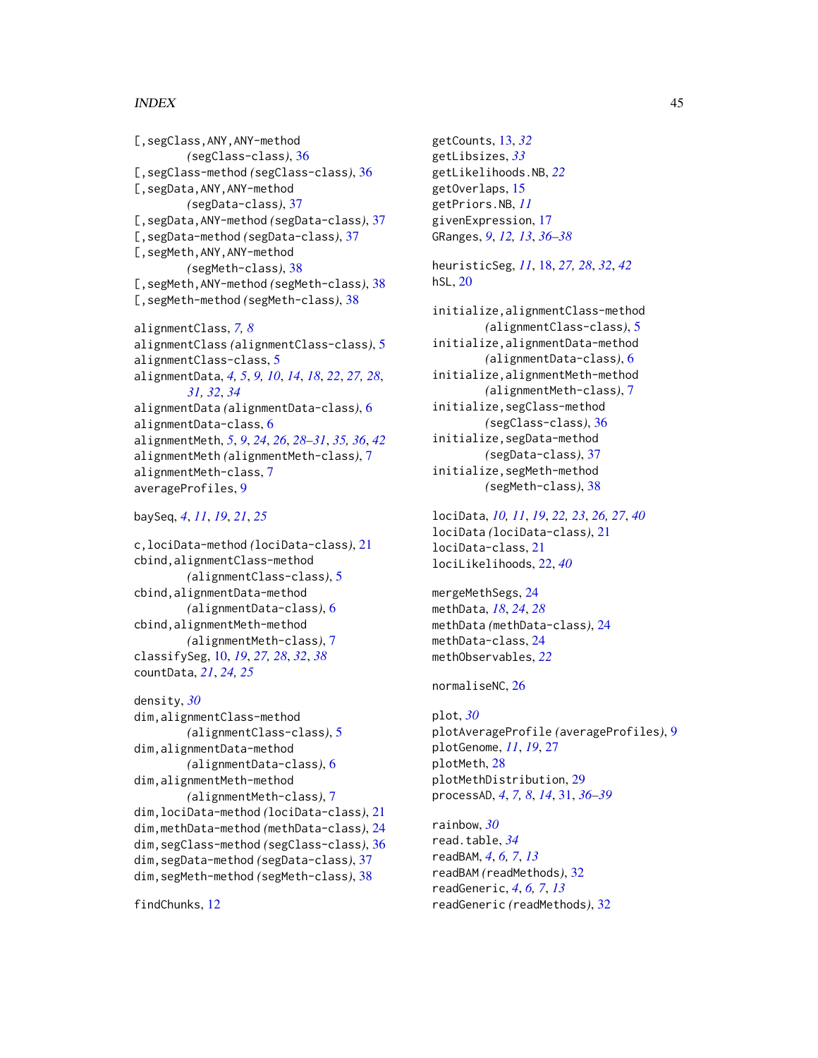[,segClass,ANY,ANY-method (segClass-class), 36
[,segClass-method (segClass-class), 36
[,segData,ANY,ANY-method (segData-class), 37
[,segData,ANY-method (segData-class), 37
[,segData-method (segData-class), 37
[,segMeth,ANY,ANY-method (segMeth-class), 38
[,segMeth,ANY-method (segMeth-class), 38
[,segMeth-method (segMeth-class), 38

alignmentClass, *7*, *8*
alignmentClass (alignmentClass-class), 5
alignmentClass-class, 5
alignmentData, *4*, *5*, *9*, *10*, *14*, *18*, *22*, *27*, *28*, *31*, *32*, *34*
alignmentData (alignmentData-class), 6
alignmentData-class, 6
alignmentMeth, *5*, *9*, *24*, *26*, *28–31*, *35*, *36*, *42*
alignmentMeth (alignmentMeth-class), 7
alignmentMeth-class, 7
averageProfiles, 9

baySeq, *4*, *11*, *19*, *21*, *25*

c,lociData-method (lociData-class), 21
cbind,alignmentClass-method (alignmentClass-class), 5
cbind,alignmentData-method (alignmentData-class), 6
cbind,alignmentMeth-method (alignmentMeth-class), 7
classifySeg, 10, *19*, *27*, *28*, *32*, *38*
countData, *21*, *24*, *25*

density, *30*
dim,alignmentClass-method (alignmentClass-class), 5
dim,alignmentData-method (alignmentData-class), 6
dim,alignmentMeth-method (alignmentMeth-class), 7
dim,lociData-method (lociData-class), 21
dim,methData-method (methData-class), 24
dim,segClass-method (segClass-class), 36
dim,segData-method (segData-class), 37
dim,segMeth-method (segMeth-class), 38

findChunks, 12

getCounts, 13, *32*
getLibsizes, *33*
getLikelihoods.NB, *22*
getOverlaps, 15
getPriors.NB, *11*
givenExpression, 17
GRanges, *9*, *12*, *13*, *36–38*

heuristicSeg, *11*, 18, *27*, *28*, *32*, *42*
hSL, 20

initialize,alignmentClass-method (alignmentClass-class), 5
initialize,alignmentData-method (alignmentData-class), 6
initialize,alignmentMeth-method (alignmentMeth-class), 7
initialize,segClass-method (segClass-class), 36
initialize,segData-method (segData-class), 37
initialize,segMeth-method (segMeth-class), 38

lociData, *10*, *11*, *19*, *22*, *23*, *26*, *27*, *40*
lociData (lociData-class), 21
lociData-class, 21
lociLikelihoods, 22, *40*

mergeMethSegs, 24
methData, *18*, *24*, *28*
methData (methData-class), 24
methData-class, 24
methObservables, *22*

normaliseNC, 26

plot, *30*
plotAverageProfile (averageProfiles), 9
plotGenome, *11*, *19*, 27
plotMeth, 28
plotMethDistribution, 29
processAD, *4*, *7*, *8*, *14*, 31, *36–39*

rainbow, *30*
read.table, *34*
readBAM, *4*, *6*, *7*, *13*
readBAM (readMethods), 32
readGeneric, *4*, *6*, *7*, *13*
readGeneric (readMethods), 32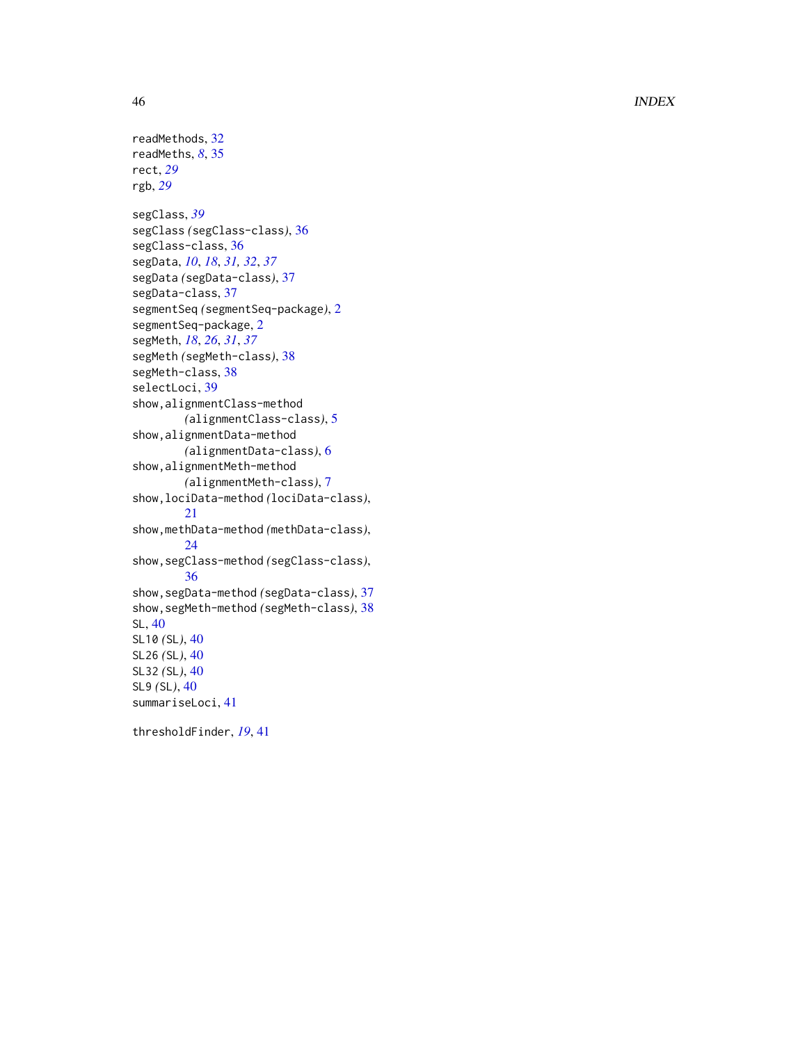readMethods, 32
readMeths, *8*, 35
rect, *29*
rgb, *29*

segClass, *39*
segClass *(*segClass-class*)*, 36
segClass-class, 36
segData, *10*, *18*, *31*, *32*, *37*
segData *(*segData-class*)*, 37
segData-class, 37
segmentSeq *(*segmentSeq-package*)*, 2
segmentSeq-package, 2
segMeth, *18*, *26*, *31*, *37*
segMeth *(*segMeth-class*)*, 38
segMeth-class, 38
selectLoci, 39
show,alignmentClass-method *(*alignmentClass-class*)*, 5
show,alignmentData-method *(*alignmentData-class*)*, 6
show,alignmentMeth-method *(*alignmentMeth-class*)*, 7
show,lociData-method *(*lociData-class*)*, 21
show,methData-method *(*methData-class*)*, 24
show,segClass-method *(*segClass-class*)*, 36
show,segData-method *(*segData-class*)*, 37
show,segMeth-method *(*segMeth-class*)*, 38
SL, 40
SL10 *(*SL*)*, 40
SL26 *(*SL*)*, 40
SL32 *(*SL*)*, 40
SL9 *(*SL*)*, 40
summariseLoci, 41

thresholdFinder, *19*, 41